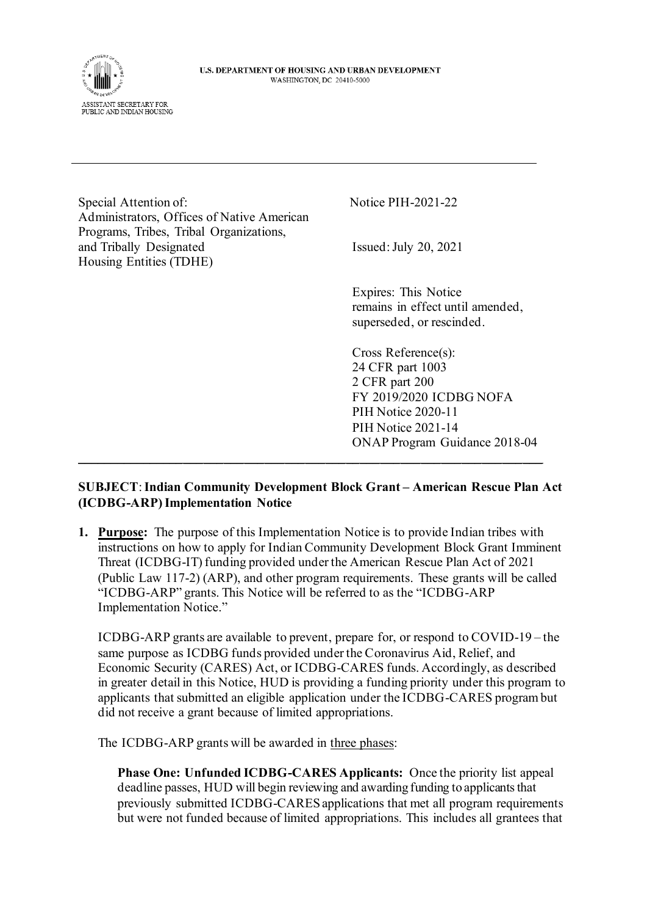U.S. DEPARTMENT OF HOUSING AND URBAN DEVELOPMENT
WASHINGTON, DC 20410-5000

ASSISTANT SECRETARY FOR
PUBLIC AND INDIAN HOUSING

---

Special Attention of:
Administrators, Offices of Native American Programs, Tribes, Tribal Organizations, and Tribally Designated Housing Entities (TDHE)

Notice PIH-2021-22

Issued: July 20, 2021

Expires: This Notice remains in effect until amended, superseded, or rescinded.

Cross Reference(s):
24 CFR part 1003
2 CFR part 200
FY 2019/2020 ICDBG NOFA
PIH Notice 2020-11
PIH Notice 2021-14
ONAP Program Guidance 2018-04

---

**SUBJECT**: **Indian Community Development Block Grant – American Rescue Plan Act (ICDBG-ARP) Implementation Notice**

1. **Purpose:** The purpose of this Implementation Notice is to provide Indian tribes with instructions on how to apply for Indian Community Development Block Grant Imminent Threat (ICDBG-IT) funding provided under the American Rescue Plan Act of 2021 (Public Law 117-2) (ARP), and other program requirements. These grants will be called "ICDBG-ARP" grants. This Notice will be referred to as the "ICDBG-ARP Implementation Notice."

   ICDBG-ARP grants are available to prevent, prepare for, or respond to COVID-19 – the same purpose as ICDBG funds provided under the Coronavirus Aid, Relief, and Economic Security (CARES) Act, or ICDBG-CARES funds. Accordingly, as described in greater detail in this Notice, HUD is providing a funding priority under this program to applicants that submitted an eligible application under the ICDBG-CARES program but did not receive a grant because of limited appropriations.

   The ICDBG-ARP grants will be awarded in three phases:

   **Phase One: Unfunded ICDBG-CARES Applicants:** Once the priority list appeal deadline passes, HUD will begin reviewing and awarding funding to applicants that previously submitted ICDBG-CARES applications that met all program requirements but were not funded because of limited appropriations. This includes all grantees that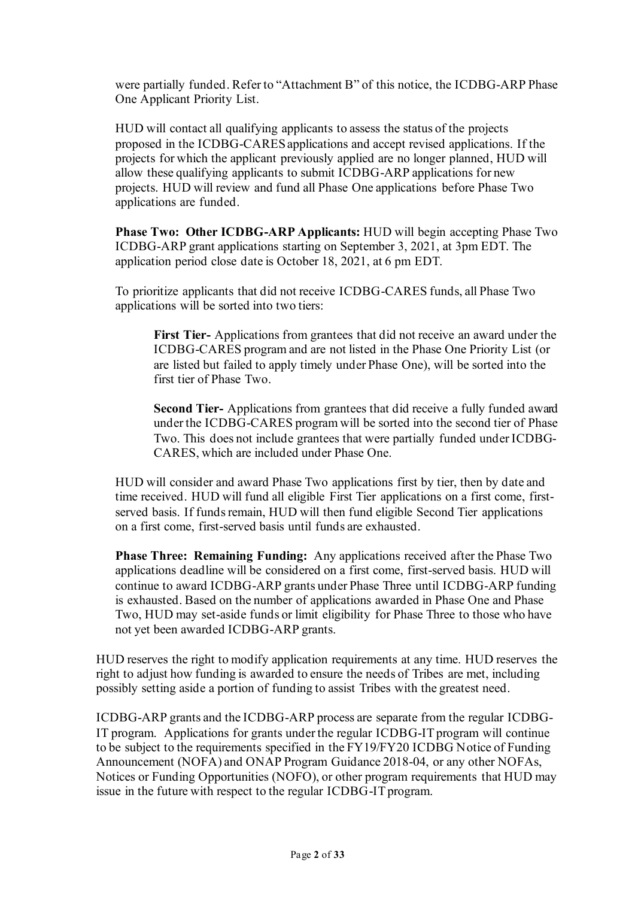were partially funded. Refer to "Attachment B" of this notice, the ICDBG-ARP Phase One Applicant Priority List.

HUD will contact all qualifying applicants to assess the status of the projects proposed in the ICDBG-CARES applications and accept revised applications. If the projects for which the applicant previously applied are no longer planned, HUD will allow these qualifying applicants to submit ICDBG-ARP applications for new projects. HUD will review and fund all Phase One applications before Phase Two applications are funded.

**Phase Two: Other ICDBG-ARP Applicants:** HUD will begin accepting Phase Two ICDBG-ARP grant applications starting on September 3, 2021, at 3pm EDT. The application period close date is October 18, 2021, at 6 pm EDT.

To prioritize applicants that did not receive ICDBG-CARES funds, all Phase Two applications will be sorted into two tiers:

> **First Tier-** Applications from grantees that did not receive an award under the ICDBG-CARES program and are not listed in the Phase One Priority List (or are listed but failed to apply timely under Phase One), will be sorted into the first tier of Phase Two.
>
> **Second Tier-** Applications from grantees that did receive a fully funded award under the ICDBG-CARES program will be sorted into the second tier of Phase Two. This does not include grantees that were partially funded under ICDBG-CARES, which are included under Phase One.

HUD will consider and award Phase Two applications first by tier, then by date and time received. HUD will fund all eligible First Tier applications on a first come, first-served basis. If funds remain, HUD will then fund eligible Second Tier applications on a first come, first-served basis until funds are exhausted.

**Phase Three: Remaining Funding:** Any applications received after the Phase Two applications deadline will be considered on a first come, first-served basis. HUD will continue to award ICDBG-ARP grants under Phase Three until ICDBG-ARP funding is exhausted. Based on the number of applications awarded in Phase One and Phase Two, HUD may set-aside funds or limit eligibility for Phase Three to those who have not yet been awarded ICDBG-ARP grants.

HUD reserves the right to modify application requirements at any time. HUD reserves the right to adjust how funding is awarded to ensure the needs of Tribes are met, including possibly setting aside a portion of funding to assist Tribes with the greatest need.

ICDBG-ARP grants and the ICDBG-ARP process are separate from the regular ICDBG-IT program. Applications for grants under the regular ICDBG-IT program will continue to be subject to the requirements specified in the FY19/FY20 ICDBG Notice of Funding Announcement (NOFA) and ONAP Program Guidance 2018-04, or any other NOFAs, Notices or Funding Opportunities (NOFO), or other program requirements that HUD may issue in the future with respect to the regular ICDBG-IT program.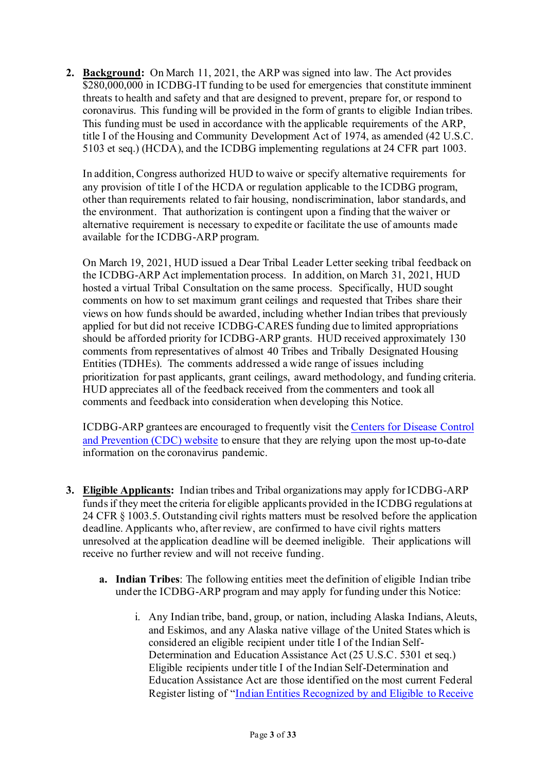2. **Background:** On March 11, 2021, the ARP was signed into law. The Act provides $280,000,000 in ICDBG-IT funding to be used for emergencies that constitute imminent threats to health and safety and that are designed to prevent, prepare for, or respond to coronavirus. This funding will be provided in the form of grants to eligible Indian tribes. This funding must be used in accordance with the applicable requirements of the ARP, title I of the Housing and Community Development Act of 1974, as amended (42 U.S.C. 5103 et seq.) (HCDA), and the ICDBG implementing regulations at 24 CFR part 1003.

   In addition, Congress authorized HUD to waive or specify alternative requirements for any provision of title I of the HCDA or regulation applicable to the ICDBG program, other than requirements related to fair housing, nondiscrimination, labor standards, and the environment. That authorization is contingent upon a finding that the waiver or alternative requirement is necessary to expedite or facilitate the use of amounts made available for the ICDBG-ARP program.

   On March 19, 2021, HUD issued a Dear Tribal Leader Letter seeking tribal feedback on the ICDBG-ARP Act implementation process. In addition, on March 31, 2021, HUD hosted a virtual Tribal Consultation on the same process. Specifically, HUD sought comments on how to set maximum grant ceilings and requested that Tribes share their views on how funds should be awarded, including whether Indian tribes that previously applied for but did not receive ICDBG-CARES funding due to limited appropriations should be afforded priority for ICDBG-ARP grants. HUD received approximately 130 comments from representatives of almost 40 Tribes and Tribally Designated Housing Entities (TDHEs). The comments addressed a wide range of issues including prioritization for past applicants, grant ceilings, award methodology, and funding criteria. HUD appreciates all of the feedback received from the commenters and took all comments and feedback into consideration when developing this Notice.

   ICDBG-ARP grantees are encouraged to frequently visit the Centers for Disease Control and Prevention (CDC) website to ensure that they are relying upon the most up-to-date information on the coronavirus pandemic.

3. **Eligible Applicants:** Indian tribes and Tribal organizations may apply for ICDBG-ARP funds if they meet the criteria for eligible applicants provided in the ICDBG regulations at 24 CFR § 1003.5. Outstanding civil rights matters must be resolved before the application deadline. Applicants who, after review, are confirmed to have civil rights matters unresolved at the application deadline will be deemed ineligible. Their applications will receive no further review and will not receive funding.

   a. **Indian Tribes**: The following entities meet the definition of eligible Indian tribe under the ICDBG-ARP program and may apply for funding under this Notice:

      i. Any Indian tribe, band, group, or nation, including Alaska Indians, Aleuts, and Eskimos, and any Alaska native village of the United States which is considered an eligible recipient under title I of the Indian Self-Determination and Education Assistance Act (25 U.S.C. 5301 et seq.) Eligible recipients under title I of the Indian Self-Determination and Education Assistance Act are those identified on the most current Federal Register listing of "Indian Entities Recognized by and Eligible to Receive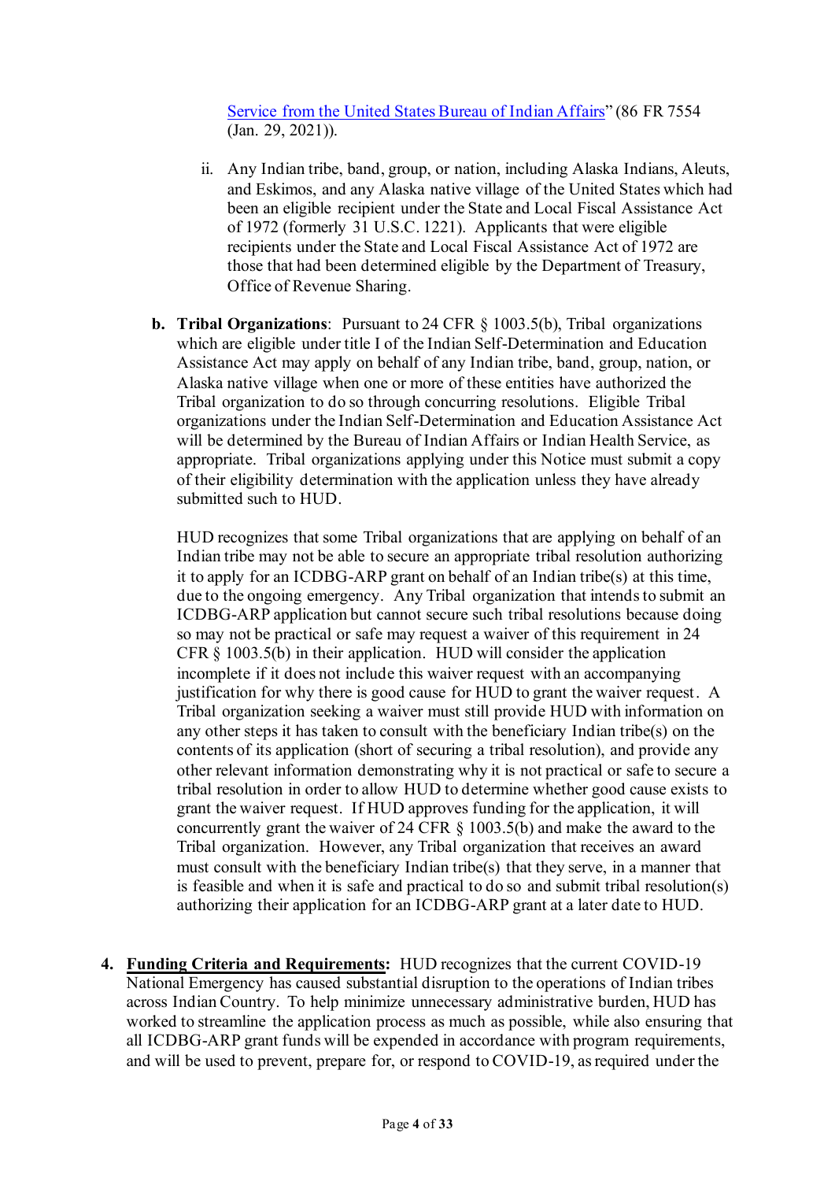[Service from the United States Bureau of Indian Affairs](#)" (86 FR 7554 (Jan. 29, 2021)).

ii. Any Indian tribe, band, group, or nation, including Alaska Indians, Aleuts, and Eskimos, and any Alaska native village of the United States which had been an eligible recipient under the State and Local Fiscal Assistance Act of 1972 (formerly 31 U.S.C. 1221). Applicants that were eligible recipients under the State and Local Fiscal Assistance Act of 1972 are those that had been determined eligible by the Department of Treasury, Office of Revenue Sharing.

**b. Tribal Organizations**: Pursuant to 24 CFR § 1003.5(b), Tribal organizations which are eligible under title I of the Indian Self-Determination and Education Assistance Act may apply on behalf of any Indian tribe, band, group, nation, or Alaska native village when one or more of these entities have authorized the Tribal organization to do so through concurring resolutions. Eligible Tribal organizations under the Indian Self-Determination and Education Assistance Act will be determined by the Bureau of Indian Affairs or Indian Health Service, as appropriate. Tribal organizations applying under this Notice must submit a copy of their eligibility determination with the application unless they have already submitted such to HUD.

HUD recognizes that some Tribal organizations that are applying on behalf of an Indian tribe may not be able to secure an appropriate tribal resolution authorizing it to apply for an ICDBG-ARP grant on behalf of an Indian tribe(s) at this time, due to the ongoing emergency. Any Tribal organization that intends to submit an ICDBG-ARP application but cannot secure such tribal resolutions because doing so may not be practical or safe may request a waiver of this requirement in 24 CFR § 1003.5(b) in their application. HUD will consider the application incomplete if it does not include this waiver request with an accompanying justification for why there is good cause for HUD to grant the waiver request. A Tribal organization seeking a waiver must still provide HUD with information on any other steps it has taken to consult with the beneficiary Indian tribe(s) on the contents of its application (short of securing a tribal resolution), and provide any other relevant information demonstrating why it is not practical or safe to secure a tribal resolution in order to allow HUD to determine whether good cause exists to grant the waiver request. If HUD approves funding for the application, it will concurrently grant the waiver of 24 CFR § 1003.5(b) and make the award to the Tribal organization. However, any Tribal organization that receives an award must consult with the beneficiary Indian tribe(s) that they serve, in a manner that is feasible and when it is safe and practical to do so and submit tribal resolution(s) authorizing their application for an ICDBG-ARP grant at a later date to HUD.

4. **Funding Criteria and Requirements:** HUD recognizes that the current COVID-19 National Emergency has caused substantial disruption to the operations of Indian tribes across Indian Country. To help minimize unnecessary administrative burden, HUD has worked to streamline the application process as much as possible, while also ensuring that all ICDBG-ARP grant funds will be expended in accordance with program requirements, and will be used to prevent, prepare for, or respond to COVID-19, as required under the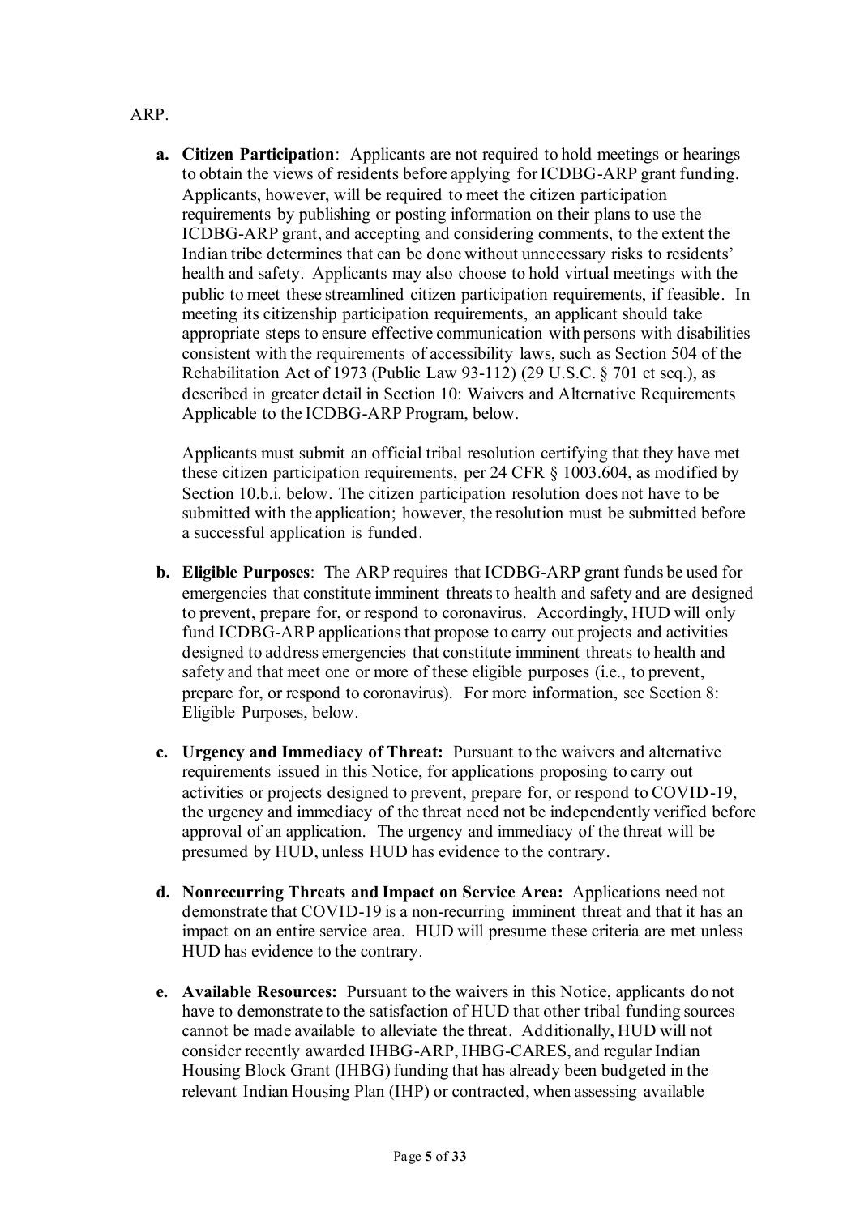ARP.

a. **Citizen Participation**: Applicants are not required to hold meetings or hearings to obtain the views of residents before applying for ICDBG-ARP grant funding. Applicants, however, will be required to meet the citizen participation requirements by publishing or posting information on their plans to use the ICDBG-ARP grant, and accepting and considering comments, to the extent the Indian tribe determines that can be done without unnecessary risks to residents' health and safety. Applicants may also choose to hold virtual meetings with the public to meet these streamlined citizen participation requirements, if feasible. In meeting its citizenship participation requirements, an applicant should take appropriate steps to ensure effective communication with persons with disabilities consistent with the requirements of accessibility laws, such as Section 504 of the Rehabilitation Act of 1973 (Public Law 93-112) (29 U.S.C. § 701 et seq.), as described in greater detail in Section 10: Waivers and Alternative Requirements Applicable to the ICDBG-ARP Program, below.

   Applicants must submit an official tribal resolution certifying that they have met these citizen participation requirements, per 24 CFR § 1003.604, as modified by Section 10.b.i. below. The citizen participation resolution does not have to be submitted with the application; however, the resolution must be submitted before a successful application is funded.

b. **Eligible Purposes**: The ARP requires that ICDBG-ARP grant funds be used for emergencies that constitute imminent threats to health and safety and are designed to prevent, prepare for, or respond to coronavirus. Accordingly, HUD will only fund ICDBG-ARP applications that propose to carry out projects and activities designed to address emergencies that constitute imminent threats to health and safety and that meet one or more of these eligible purposes (i.e., to prevent, prepare for, or respond to coronavirus). For more information, see Section 8: Eligible Purposes, below.

c. **Urgency and Immediacy of Threat:** Pursuant to the waivers and alternative requirements issued in this Notice, for applications proposing to carry out activities or projects designed to prevent, prepare for, or respond to COVID-19, the urgency and immediacy of the threat need not be independently verified before approval of an application. The urgency and immediacy of the threat will be presumed by HUD, unless HUD has evidence to the contrary.

d. **Nonrecurring Threats and Impact on Service Area:** Applications need not demonstrate that COVID-19 is a non-recurring imminent threat and that it has an impact on an entire service area. HUD will presume these criteria are met unless HUD has evidence to the contrary.

e. **Available Resources:** Pursuant to the waivers in this Notice, applicants do not have to demonstrate to the satisfaction of HUD that other tribal funding sources cannot be made available to alleviate the threat. Additionally, HUD will not consider recently awarded IHBG-ARP, IHBG-CARES, and regular Indian Housing Block Grant (IHBG) funding that has already been budgeted in the relevant Indian Housing Plan (IHP) or contracted, when assessing available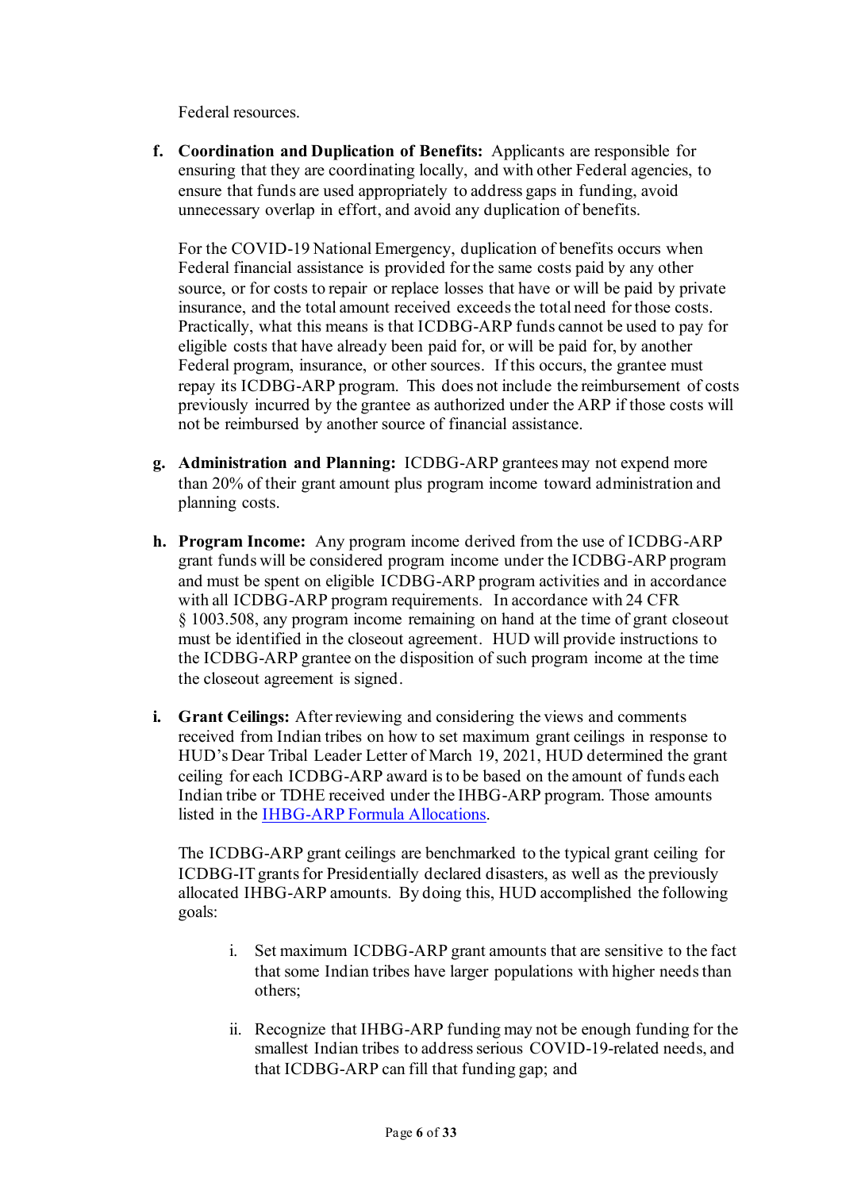Federal resources.

f. **Coordination and Duplication of Benefits:** Applicants are responsible for ensuring that they are coordinating locally, and with other Federal agencies, to ensure that funds are used appropriately to address gaps in funding, avoid unnecessary overlap in effort, and avoid any duplication of benefits.

   For the COVID-19 National Emergency, duplication of benefits occurs when Federal financial assistance is provided for the same costs paid by any other source, or for costs to repair or replace losses that have or will be paid by private insurance, and the total amount received exceeds the total need for those costs. Practically, what this means is that ICDBG-ARP funds cannot be used to pay for eligible costs that have already been paid for, or will be paid for, by another Federal program, insurance, or other sources. If this occurs, the grantee must repay its ICDBG-ARP program. This does not include the reimbursement of costs previously incurred by the grantee as authorized under the ARP if those costs will not be reimbursed by another source of financial assistance.

g. **Administration and Planning:** ICDBG-ARP grantees may not expend more than 20% of their grant amount plus program income toward administration and planning costs.

h. **Program Income:** Any program income derived from the use of ICDBG-ARP grant funds will be considered program income under the ICDBG-ARP program and must be spent on eligible ICDBG-ARP program activities and in accordance with all ICDBG-ARP program requirements. In accordance with 24 CFR § 1003.508, any program income remaining on hand at the time of grant closeout must be identified in the closeout agreement. HUD will provide instructions to the ICDBG-ARP grantee on the disposition of such program income at the time the closeout agreement is signed.

i. **Grant Ceilings:** After reviewing and considering the views and comments received from Indian tribes on how to set maximum grant ceilings in response to HUD's Dear Tribal Leader Letter of March 19, 2021, HUD determined the grant ceiling for each ICDBG-ARP award is to be based on the amount of funds each Indian tribe or TDHE received under the IHBG-ARP program. Those amounts listed in the IHBG-ARP Formula Allocations.

   The ICDBG-ARP grant ceilings are benchmarked to the typical grant ceiling for ICDBG-IT grants for Presidentially declared disasters, as well as the previously allocated IHBG-ARP amounts. By doing this, HUD accomplished the following goals:

   i. Set maximum ICDBG-ARP grant amounts that are sensitive to the fact that some Indian tribes have larger populations with higher needs than others;

   ii. Recognize that IHBG-ARP funding may not be enough funding for the smallest Indian tribes to address serious COVID-19-related needs, and that ICDBG-ARP can fill that funding gap; and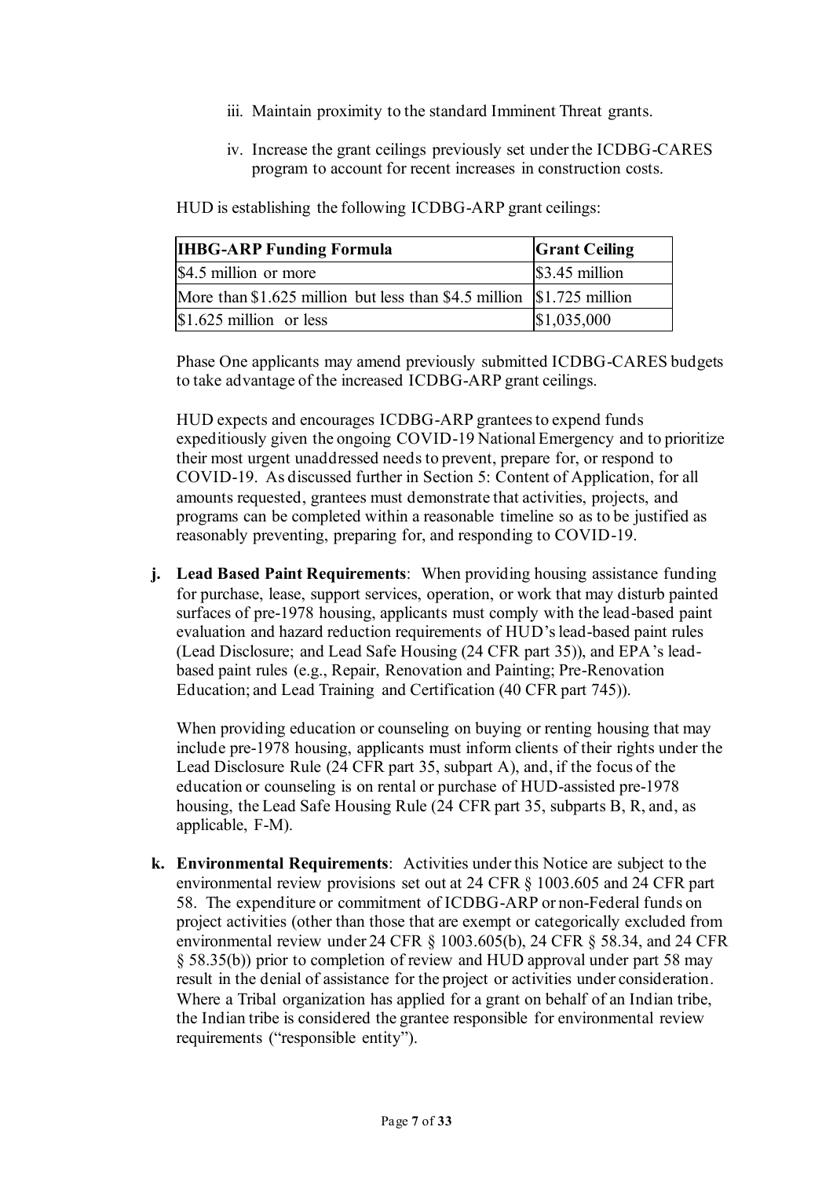iii. Maintain proximity to the standard Imminent Threat grants.

iv. Increase the grant ceilings previously set under the ICDBG-CARES program to account for recent increases in construction costs.

HUD is establishing the following ICDBG-ARP grant ceilings:

| IHBG-ARP Funding Formula | Grant Ceiling |
|---|---|
| $4.5 million or more | $3.45 million |
| More than $1.625 million but less than $4.5 million | $1.725 million |
| $1.625 million or less | $1,035,000 |

Phase One applicants may amend previously submitted ICDBG-CARES budgets to take advantage of the increased ICDBG-ARP grant ceilings.

HUD expects and encourages ICDBG-ARP grantees to expend funds expeditiously given the ongoing COVID-19 National Emergency and to prioritize their most urgent unaddressed needs to prevent, prepare for, or respond to COVID-19. As discussed further in Section 5: Content of Application, for all amounts requested, grantees must demonstrate that activities, projects, and programs can be completed within a reasonable timeline so as to be justified as reasonably preventing, preparing for, and responding to COVID-19.

**j. Lead Based Paint Requirements**: When providing housing assistance funding for purchase, lease, support services, operation, or work that may disturb painted surfaces of pre-1978 housing, applicants must comply with the lead-based paint evaluation and hazard reduction requirements of HUD's lead-based paint rules (Lead Disclosure; and Lead Safe Housing (24 CFR part 35)), and EPA's lead-based paint rules (e.g., Repair, Renovation and Painting; Pre-Renovation Education; and Lead Training and Certification (40 CFR part 745)).

When providing education or counseling on buying or renting housing that may include pre-1978 housing, applicants must inform clients of their rights under the Lead Disclosure Rule (24 CFR part 35, subpart A), and, if the focus of the education or counseling is on rental or purchase of HUD-assisted pre-1978 housing, the Lead Safe Housing Rule (24 CFR part 35, subparts B, R, and, as applicable, F-M).

**k. Environmental Requirements**: Activities under this Notice are subject to the environmental review provisions set out at 24 CFR § 1003.605 and 24 CFR part 58. The expenditure or commitment of ICDBG-ARP or non-Federal funds on project activities (other than those that are exempt or categorically excluded from environmental review under 24 CFR § 1003.605(b), 24 CFR § 58.34, and 24 CFR § 58.35(b)) prior to completion of review and HUD approval under part 58 may result in the denial of assistance for the project or activities under consideration. Where a Tribal organization has applied for a grant on behalf of an Indian tribe, the Indian tribe is considered the grantee responsible for environmental review requirements ("responsible entity").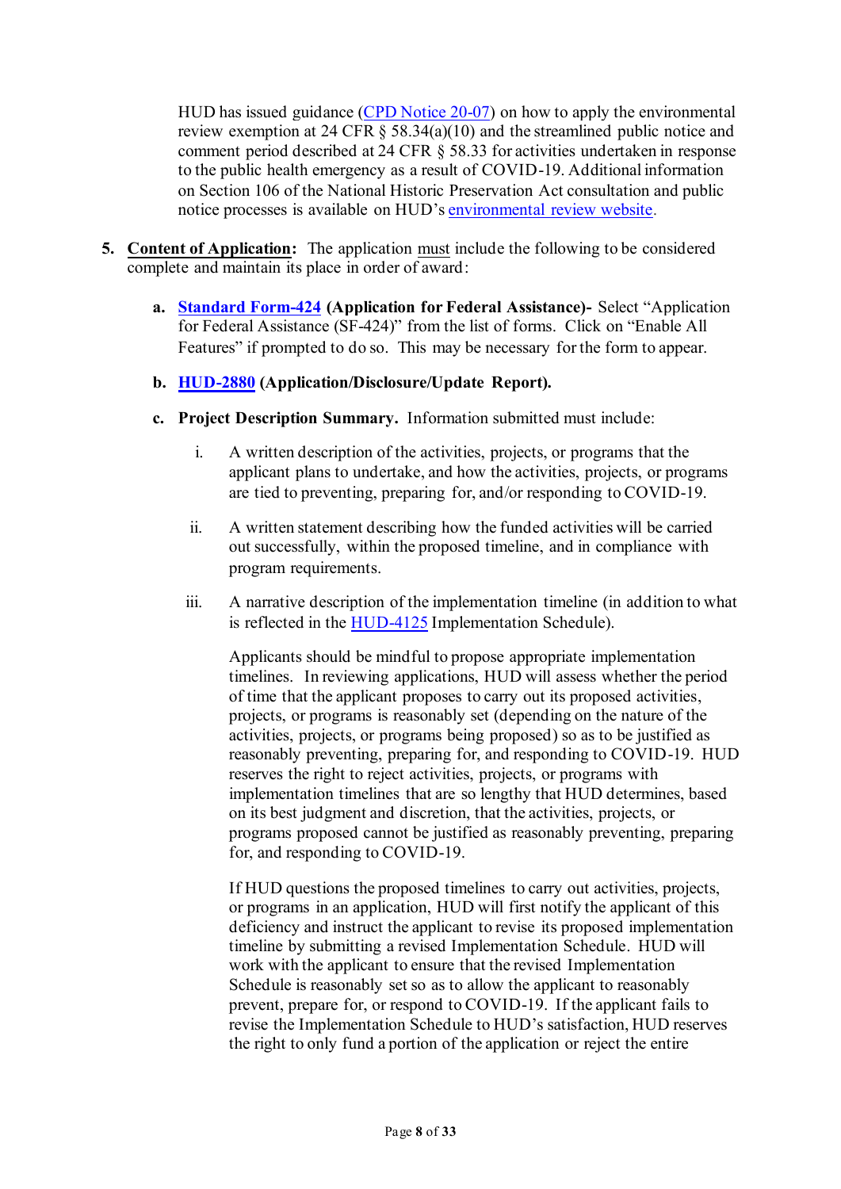HUD has issued guidance ([CPD Notice 20-07]()) on how to apply the environmental review exemption at 24 CFR § 58.34(a)(10) and the streamlined public notice and comment period described at 24 CFR § 58.33 for activities undertaken in response to the public health emergency as a result of COVID-19. Additional information on Section 106 of the National Historic Preservation Act consultation and public notice processes is available on HUD's [environmental review website]().

5. **Content of Application:** The application must include the following to be considered complete and maintain its place in order of award:

   a. **[Standard Form-424]() (Application for Federal Assistance)-** Select "Application for Federal Assistance (SF-424)" from the list of forms. Click on "Enable All Features" if prompted to do so. This may be necessary for the form to appear.

   b. **[HUD-2880]() (Application/Disclosure/Update Report).**

   c. **Project Description Summary.** Information submitted must include:

      i. A written description of the activities, projects, or programs that the applicant plans to undertake, and how the activities, projects, or programs are tied to preventing, preparing for, and/or responding to COVID-19.

      ii. A written statement describing how the funded activities will be carried out successfully, within the proposed timeline, and in compliance with program requirements.

      iii. A narrative description of the implementation timeline (in addition to what is reflected in the [HUD-4125]() Implementation Schedule).

         Applicants should be mindful to propose appropriate implementation timelines. In reviewing applications, HUD will assess whether the period of time that the applicant proposes to carry out its proposed activities, projects, or programs is reasonably set (depending on the nature of the activities, projects, or programs being proposed) so as to be justified as reasonably preventing, preparing for, and responding to COVID-19. HUD reserves the right to reject activities, projects, or programs with implementation timelines that are so lengthy that HUD determines, based on its best judgment and discretion, that the activities, projects, or programs proposed cannot be justified as reasonably preventing, preparing for, and responding to COVID-19.

         If HUD questions the proposed timelines to carry out activities, projects, or programs in an application, HUD will first notify the applicant of this deficiency and instruct the applicant to revise its proposed implementation timeline by submitting a revised Implementation Schedule. HUD will work with the applicant to ensure that the revised Implementation Schedule is reasonably set so as to allow the applicant to reasonably prevent, prepare for, or respond to COVID-19. If the applicant fails to revise the Implementation Schedule to HUD's satisfaction, HUD reserves the right to only fund a portion of the application or reject the entire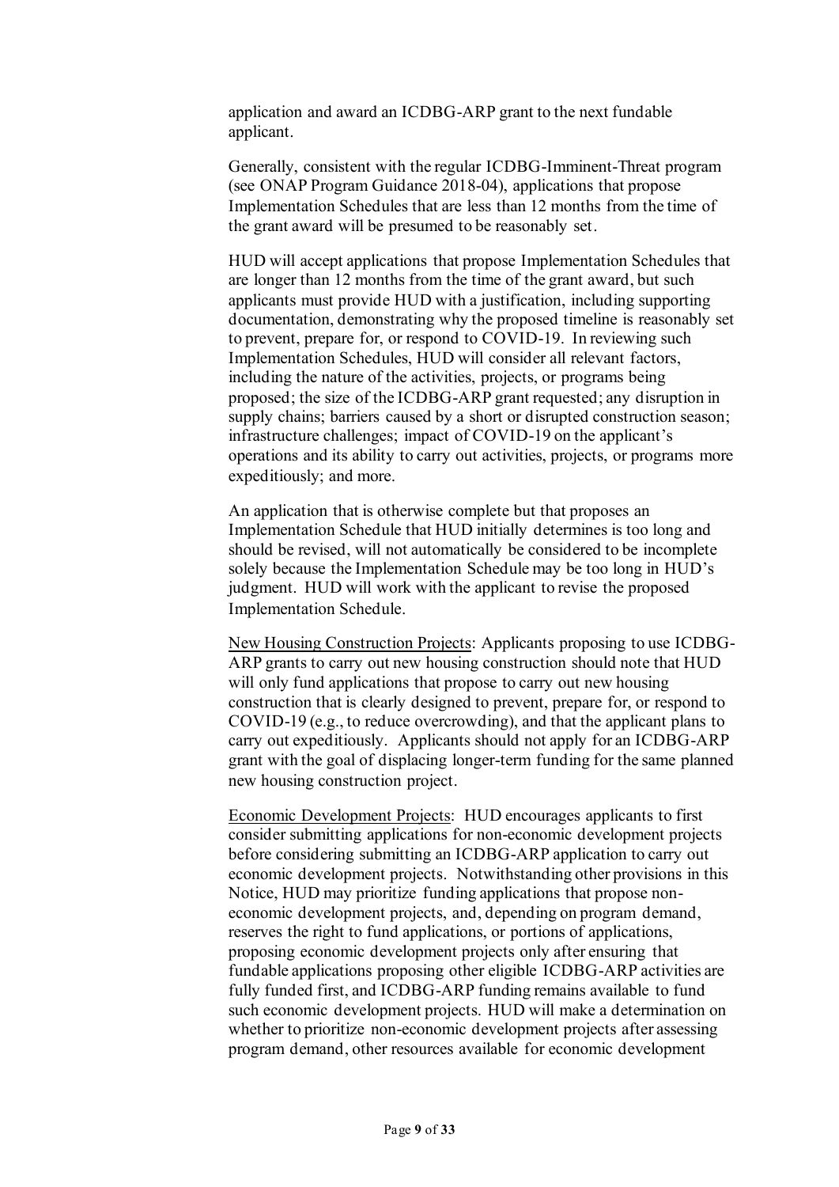application and award an ICDBG-ARP grant to the next fundable applicant.

Generally, consistent with the regular ICDBG-Imminent-Threat program (see ONAP Program Guidance 2018-04), applications that propose Implementation Schedules that are less than 12 months from the time of the grant award will be presumed to be reasonably set.

HUD will accept applications that propose Implementation Schedules that are longer than 12 months from the time of the grant award, but such applicants must provide HUD with a justification, including supporting documentation, demonstrating why the proposed timeline is reasonably set to prevent, prepare for, or respond to COVID-19. In reviewing such Implementation Schedules, HUD will consider all relevant factors, including the nature of the activities, projects, or programs being proposed; the size of the ICDBG-ARP grant requested; any disruption in supply chains; barriers caused by a short or disrupted construction season; infrastructure challenges; impact of COVID-19 on the applicant's operations and its ability to carry out activities, projects, or programs more expeditiously; and more.

An application that is otherwise complete but that proposes an Implementation Schedule that HUD initially determines is too long and should be revised, will not automatically be considered to be incomplete solely because the Implementation Schedule may be too long in HUD's judgment. HUD will work with the applicant to revise the proposed Implementation Schedule.

<u>New Housing Construction Projects</u>: Applicants proposing to use ICDBG-ARP grants to carry out new housing construction should note that HUD will only fund applications that propose to carry out new housing construction that is clearly designed to prevent, prepare for, or respond to COVID-19 (e.g., to reduce overcrowding), and that the applicant plans to carry out expeditiously. Applicants should not apply for an ICDBG-ARP grant with the goal of displacing longer-term funding for the same planned new housing construction project.

<u>Economic Development Projects</u>: HUD encourages applicants to first consider submitting applications for non-economic development projects before considering submitting an ICDBG-ARP application to carry out economic development projects. Notwithstanding other provisions in this Notice, HUD may prioritize funding applications that propose non-economic development projects, and, depending on program demand, reserves the right to fund applications, or portions of applications, proposing economic development projects only after ensuring that fundable applications proposing other eligible ICDBG-ARP activities are fully funded first, and ICDBG-ARP funding remains available to fund such economic development projects. HUD will make a determination on whether to prioritize non-economic development projects after assessing program demand, other resources available for economic development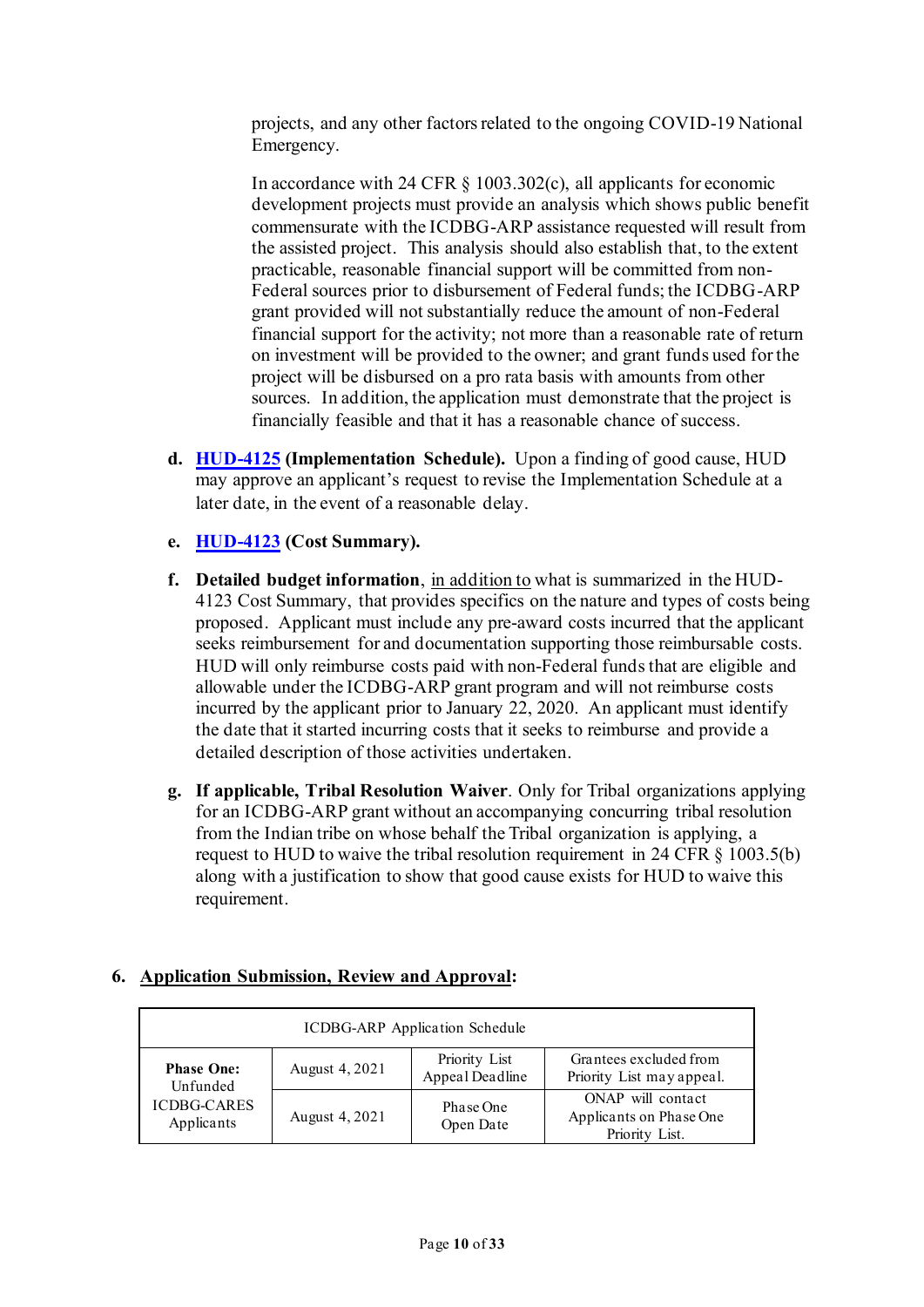projects, and any other factors related to the ongoing COVID-19 National Emergency.

In accordance with 24 CFR § 1003.302(c), all applicants for economic development projects must provide an analysis which shows public benefit commensurate with the ICDBG-ARP assistance requested will result from the assisted project. This analysis should also establish that, to the extent practicable, reasonable financial support will be committed from non-Federal sources prior to disbursement of Federal funds; the ICDBG-ARP grant provided will not substantially reduce the amount of non-Federal financial support for the activity; not more than a reasonable rate of return on investment will be provided to the owner; and grant funds used for the project will be disbursed on a pro rata basis with amounts from other sources. In addition, the application must demonstrate that the project is financially feasible and that it has a reasonable chance of success.

d. **[HUD-4125](HUD-4125) (Implementation Schedule).** Upon a finding of good cause, HUD may approve an applicant's request to revise the Implementation Schedule at a later date, in the event of a reasonable delay.

e. **[HUD-4123](HUD-4123) (Cost Summary).**

f. **Detailed budget information**, <u>in addition to</u> what is summarized in the HUD-4123 Cost Summary, that provides specifics on the nature and types of costs being proposed. Applicant must include any pre-award costs incurred that the applicant seeks reimbursement for and documentation supporting those reimbursable costs. HUD will only reimburse costs paid with non-Federal funds that are eligible and allowable under the ICDBG-ARP grant program and will not reimburse costs incurred by the applicant prior to January 22, 2020. An applicant must identify the date that it started incurring costs that it seeks to reimburse and provide a detailed description of those activities undertaken.

g. **If applicable, Tribal Resolution Waiver**. Only for Tribal organizations applying for an ICDBG-ARP grant without an accompanying concurring tribal resolution from the Indian tribe on whose behalf the Tribal organization is applying, a request to HUD to waive the tribal resolution requirement in 24 CFR § 1003.5(b) along with a justification to show that good cause exists for HUD to waive this requirement.

6. **<u>Application Submission, Review and Approval</u>:**

| ICDBG-ARP Application Schedule | | | |
|---|---|---|---|
| **Phase One:** Unfunded ICDBG-CARES Applicants | August 4, 2021 | Priority List Appeal Deadline | Grantees excluded from Priority List may appeal. |
| | August 4, 2021 | Phase One Open Date | ONAP will contact Applicants on Phase One Priority List. |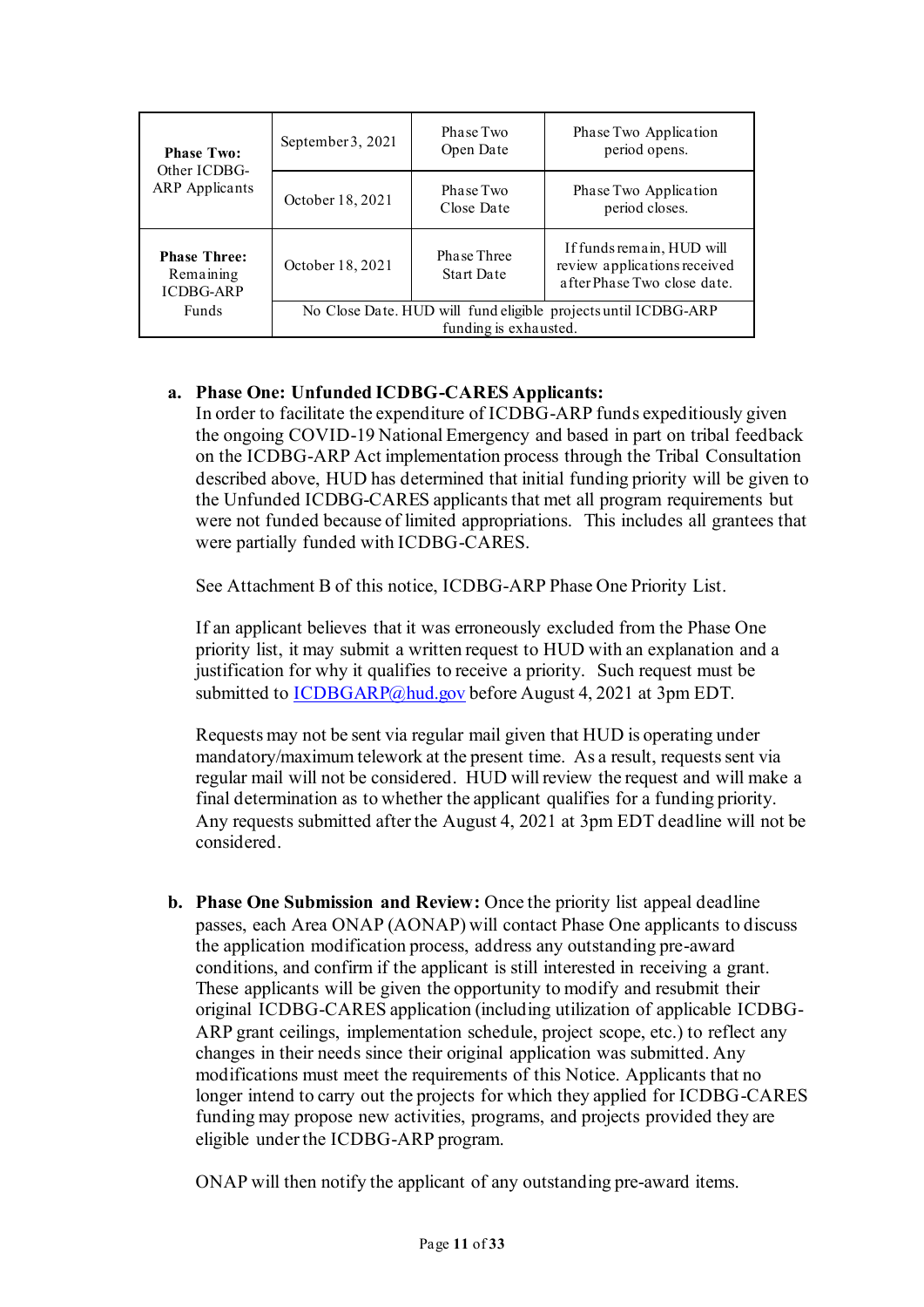| | | | |
|---|---|---|---|
| **Phase Two:** Other ICDBG-ARP Applicants | September 3, 2021 | Phase Two Open Date | Phase Two Application period opens. |
| | October 18, 2021 | Phase Two Close Date | Phase Two Application period closes. |
| **Phase Three:** Remaining ICDBG-ARP Funds | October 18, 2021 | Phase Three Start Date | If funds remain, HUD will review applications received after Phase Two close date. |
| | No Close Date. HUD will fund eligible projects until ICDBG-ARP funding is exhausted. | | |

a. **Phase One: Unfunded ICDBG-CARES Applicants:**
In order to facilitate the expenditure of ICDBG-ARP funds expeditiously given the ongoing COVID-19 National Emergency and based in part on tribal feedback on the ICDBG-ARP Act implementation process through the Tribal Consultation described above, HUD has determined that initial funding priority will be given to the Unfunded ICDBG-CARES applicants that met all program requirements but were not funded because of limited appropriations. This includes all grantees that were partially funded with ICDBG-CARES.

   See Attachment B of this notice, ICDBG-ARP Phase One Priority List.

   If an applicant believes that it was erroneously excluded from the Phase One priority list, it may submit a written request to HUD with an explanation and a justification for why it qualifies to receive a priority. Such request must be submitted to ICDBGARP@hud.gov before August 4, 2021 at 3pm EDT.

   Requests may not be sent via regular mail given that HUD is operating under mandatory/maximum telework at the present time. As a result, requests sent via regular mail will not be considered. HUD will review the request and will make a final determination as to whether the applicant qualifies for a funding priority. Any requests submitted after the August 4, 2021 at 3pm EDT deadline will not be considered.

b. **Phase One Submission and Review:** Once the priority list appeal deadline passes, each Area ONAP (AONAP) will contact Phase One applicants to discuss the application modification process, address any outstanding pre-award conditions, and confirm if the applicant is still interested in receiving a grant. These applicants will be given the opportunity to modify and resubmit their original ICDBG-CARES application (including utilization of applicable ICDBG-ARP grant ceilings, implementation schedule, project scope, etc.) to reflect any changes in their needs since their original application was submitted. Any modifications must meet the requirements of this Notice. Applicants that no longer intend to carry out the projects for which they applied for ICDBG-CARES funding may propose new activities, programs, and projects provided they are eligible under the ICDBG-ARP program.

   ONAP will then notify the applicant of any outstanding pre-award items.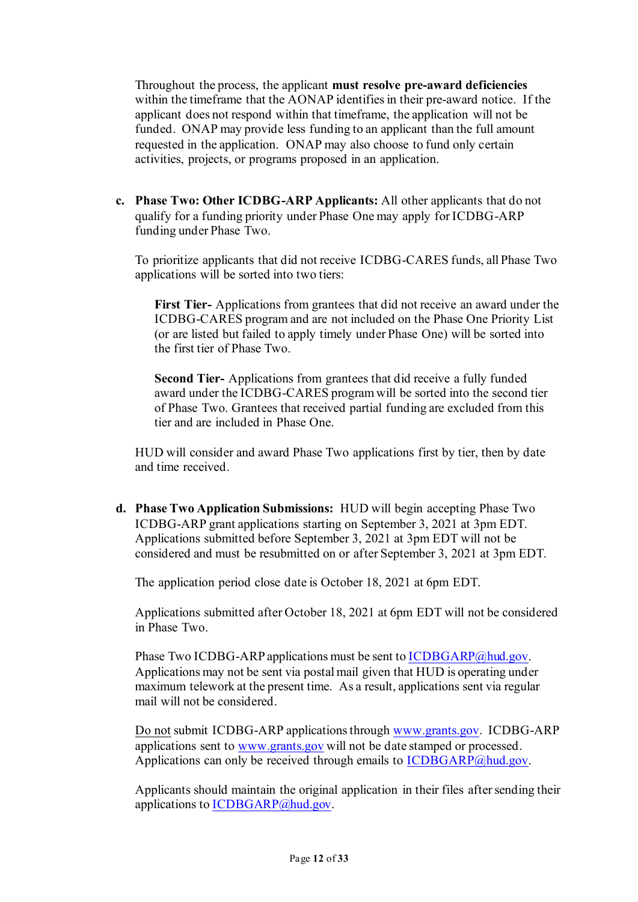Throughout the process, the applicant **must resolve pre-award deficiencies** within the timeframe that the AONAP identifies in their pre-award notice. If the applicant does not respond within that timeframe, the application will not be funded. ONAP may provide less funding to an applicant than the full amount requested in the application. ONAP may also choose to fund only certain activities, projects, or programs proposed in an application.

c. **Phase Two: Other ICDBG-ARP Applicants:** All other applicants that do not qualify for a funding priority under Phase One may apply for ICDBG-ARP funding under Phase Two.

   To prioritize applicants that did not receive ICDBG-CARES funds, all Phase Two applications will be sorted into two tiers:

   **First Tier-** Applications from grantees that did not receive an award under the ICDBG-CARES program and are not included on the Phase One Priority List (or are listed but failed to apply timely under Phase One) will be sorted into the first tier of Phase Two.

   **Second Tier-** Applications from grantees that did receive a fully funded award under the ICDBG-CARES program will be sorted into the second tier of Phase Two. Grantees that received partial funding are excluded from this tier and are included in Phase One.

   HUD will consider and award Phase Two applications first by tier, then by date and time received.

d. **Phase Two Application Submissions:** HUD will begin accepting Phase Two ICDBG-ARP grant applications starting on September 3, 2021 at 3pm EDT. Applications submitted before September 3, 2021 at 3pm EDT will not be considered and must be resubmitted on or after September 3, 2021 at 3pm EDT.

   The application period close date is October 18, 2021 at 6pm EDT.

   Applications submitted after October 18, 2021 at 6pm EDT will not be considered in Phase Two.

   Phase Two ICDBG-ARP applications must be sent to ICDBGARP@hud.gov. Applications may not be sent via postal mail given that HUD is operating under maximum telework at the present time. As a result, applications sent via regular mail will not be considered.

   Do not submit ICDBG-ARP applications through www.grants.gov. ICDBG-ARP applications sent to www.grants.gov will not be date stamped or processed. Applications can only be received through emails to ICDBGARP@hud.gov.

   Applicants should maintain the original application in their files after sending their applications to ICDBGARP@hud.gov.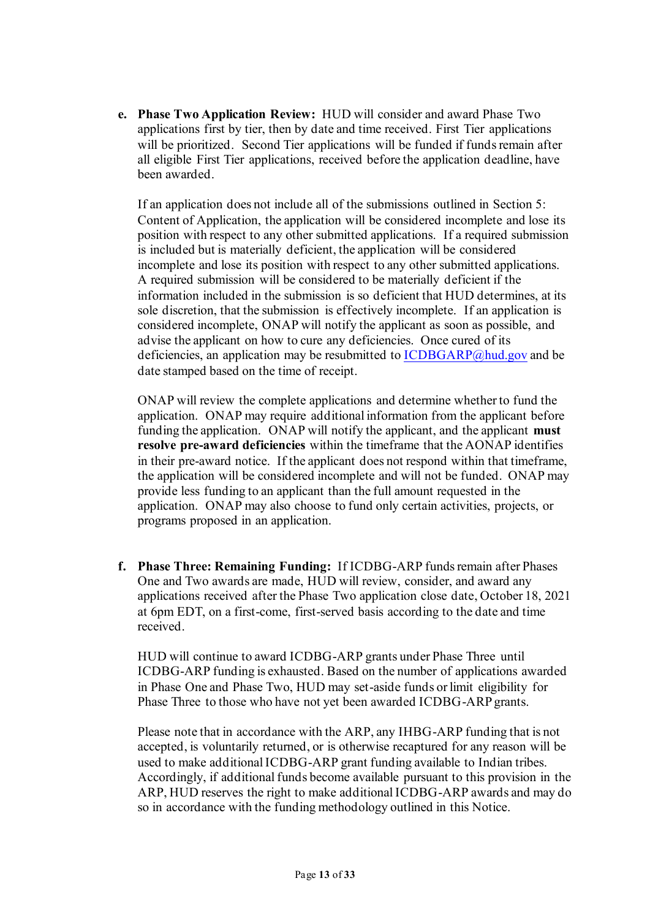e. **Phase Two Application Review:** HUD will consider and award Phase Two applications first by tier, then by date and time received. First Tier applications will be prioritized. Second Tier applications will be funded if funds remain after all eligible First Tier applications, received before the application deadline, have been awarded.

   If an application does not include all of the submissions outlined in Section 5: Content of Application, the application will be considered incomplete and lose its position with respect to any other submitted applications. If a required submission is included but is materially deficient, the application will be considered incomplete and lose its position with respect to any other submitted applications. A required submission will be considered to be materially deficient if the information included in the submission is so deficient that HUD determines, at its sole discretion, that the submission is effectively incomplete. If an application is considered incomplete, ONAP will notify the applicant as soon as possible, and advise the applicant on how to cure any deficiencies. Once cured of its deficiencies, an application may be resubmitted to ICDBGARP@hud.gov and be date stamped based on the time of receipt.

   ONAP will review the complete applications and determine whether to fund the application. ONAP may require additional information from the applicant before funding the application. ONAP will notify the applicant, and the applicant **must resolve pre-award deficiencies** within the timeframe that the AONAP identifies in their pre-award notice. If the applicant does not respond within that timeframe, the application will be considered incomplete and will not be funded. ONAP may provide less funding to an applicant than the full amount requested in the application. ONAP may also choose to fund only certain activities, projects, or programs proposed in an application.

f. **Phase Three: Remaining Funding:** If ICDBG-ARP funds remain after Phases One and Two awards are made, HUD will review, consider, and award any applications received after the Phase Two application close date, October 18, 2021 at 6pm EDT, on a first-come, first-served basis according to the date and time received.

   HUD will continue to award ICDBG-ARP grants under Phase Three until ICDBG-ARP funding is exhausted. Based on the number of applications awarded in Phase One and Phase Two, HUD may set-aside funds or limit eligibility for Phase Three to those who have not yet been awarded ICDBG-ARP grants.

   Please note that in accordance with the ARP, any IHBG-ARP funding that is not accepted, is voluntarily returned, or is otherwise recaptured for any reason will be used to make additional ICDBG-ARP grant funding available to Indian tribes. Accordingly, if additional funds become available pursuant to this provision in the ARP, HUD reserves the right to make additional ICDBG-ARP awards and may do so in accordance with the funding methodology outlined in this Notice.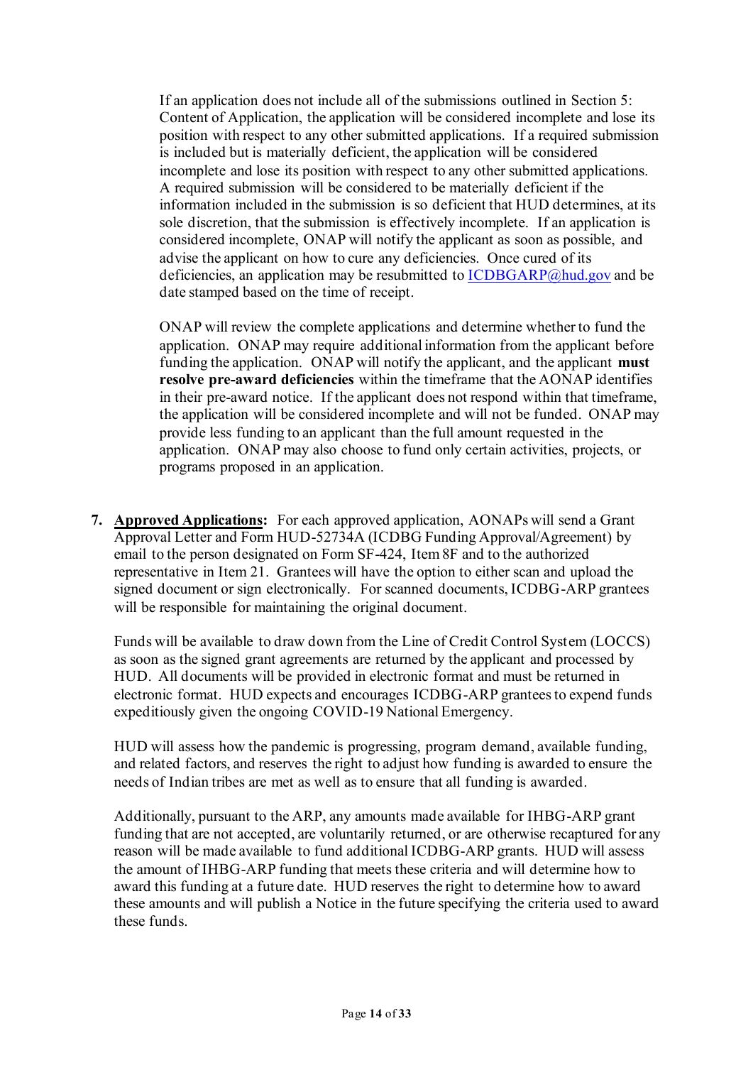If an application does not include all of the submissions outlined in Section 5: Content of Application, the application will be considered incomplete and lose its position with respect to any other submitted applications. If a required submission is included but is materially deficient, the application will be considered incomplete and lose its position with respect to any other submitted applications. A required submission will be considered to be materially deficient if the information included in the submission is so deficient that HUD determines, at its sole discretion, that the submission is effectively incomplete. If an application is considered incomplete, ONAP will notify the applicant as soon as possible, and advise the applicant on how to cure any deficiencies. Once cured of its deficiencies, an application may be resubmitted to ICDBGARP@hud.gov and be date stamped based on the time of receipt.

ONAP will review the complete applications and determine whether to fund the application. ONAP may require additional information from the applicant before funding the application. ONAP will notify the applicant, and the applicant **must resolve pre-award deficiencies** within the timeframe that the AONAP identifies in their pre-award notice. If the applicant does not respond within that timeframe, the application will be considered incomplete and will not be funded. ONAP may provide less funding to an applicant than the full amount requested in the application. ONAP may also choose to fund only certain activities, projects, or programs proposed in an application.

7. **Approved Applications:** For each approved application, AONAPs will send a Grant Approval Letter and Form HUD-52734A (ICDBG Funding Approval/Agreement) by email to the person designated on Form SF-424, Item 8F and to the authorized representative in Item 21. Grantees will have the option to either scan and upload the signed document or sign electronically. For scanned documents, ICDBG-ARP grantees will be responsible for maintaining the original document.

   Funds will be available to draw down from the Line of Credit Control System (LOCCS) as soon as the signed grant agreements are returned by the applicant and processed by HUD. All documents will be provided in electronic format and must be returned in electronic format. HUD expects and encourages ICDBG-ARP grantees to expend funds expeditiously given the ongoing COVID-19 National Emergency.

   HUD will assess how the pandemic is progressing, program demand, available funding, and related factors, and reserves the right to adjust how funding is awarded to ensure the needs of Indian tribes are met as well as to ensure that all funding is awarded.

   Additionally, pursuant to the ARP, any amounts made available for IHBG-ARP grant funding that are not accepted, are voluntarily returned, or are otherwise recaptured for any reason will be made available to fund additional ICDBG-ARP grants. HUD will assess the amount of IHBG-ARP funding that meets these criteria and will determine how to award this funding at a future date. HUD reserves the right to determine how to award these amounts and will publish a Notice in the future specifying the criteria used to award these funds.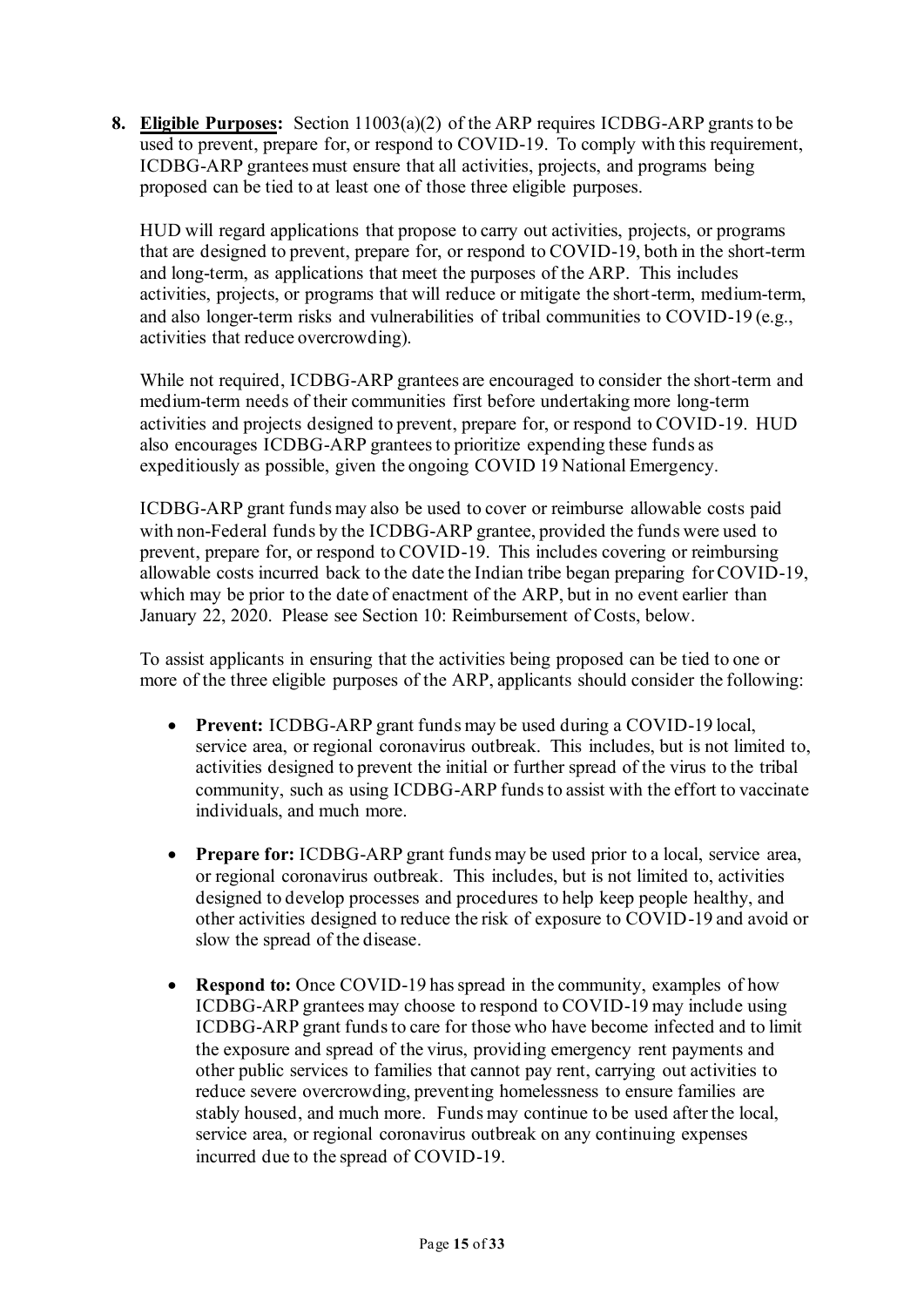8. **Eligible Purposes:** Section 11003(a)(2) of the ARP requires ICDBG-ARP grants to be used to prevent, prepare for, or respond to COVID-19. To comply with this requirement, ICDBG-ARP grantees must ensure that all activities, projects, and programs being proposed can be tied to at least one of those three eligible purposes.

   HUD will regard applications that propose to carry out activities, projects, or programs that are designed to prevent, prepare for, or respond to COVID-19, both in the short-term and long-term, as applications that meet the purposes of the ARP. This includes activities, projects, or programs that will reduce or mitigate the short-term, medium-term, and also longer-term risks and vulnerabilities of tribal communities to COVID-19 (e.g., activities that reduce overcrowding).

   While not required, ICDBG-ARP grantees are encouraged to consider the short-term and medium-term needs of their communities first before undertaking more long-term activities and projects designed to prevent, prepare for, or respond to COVID-19. HUD also encourages ICDBG-ARP grantees to prioritize expending these funds as expeditiously as possible, given the ongoing COVID 19 National Emergency.

   ICDBG-ARP grant funds may also be used to cover or reimburse allowable costs paid with non-Federal funds by the ICDBG-ARP grantee, provided the funds were used to prevent, prepare for, or respond to COVID-19. This includes covering or reimbursing allowable costs incurred back to the date the Indian tribe began preparing for COVID-19, which may be prior to the date of enactment of the ARP, but in no event earlier than January 22, 2020. Please see Section 10: Reimbursement of Costs, below.

   To assist applicants in ensuring that the activities being proposed can be tied to one or more of the three eligible purposes of the ARP, applicants should consider the following:

   - **Prevent:** ICDBG-ARP grant funds may be used during a COVID-19 local, service area, or regional coronavirus outbreak. This includes, but is not limited to, activities designed to prevent the initial or further spread of the virus to the tribal community, such as using ICDBG-ARP funds to assist with the effort to vaccinate individuals, and much more.
   - **Prepare for:** ICDBG-ARP grant funds may be used prior to a local, service area, or regional coronavirus outbreak. This includes, but is not limited to, activities designed to develop processes and procedures to help keep people healthy, and other activities designed to reduce the risk of exposure to COVID-19 and avoid or slow the spread of the disease.
   - **Respond to:** Once COVID-19 has spread in the community, examples of how ICDBG-ARP grantees may choose to respond to COVID-19 may include using ICDBG-ARP grant funds to care for those who have become infected and to limit the exposure and spread of the virus, providing emergency rent payments and other public services to families that cannot pay rent, carrying out activities to reduce severe overcrowding, preventing homelessness to ensure families are stably housed, and much more. Funds may continue to be used after the local, service area, or regional coronavirus outbreak on any continuing expenses incurred due to the spread of COVID-19.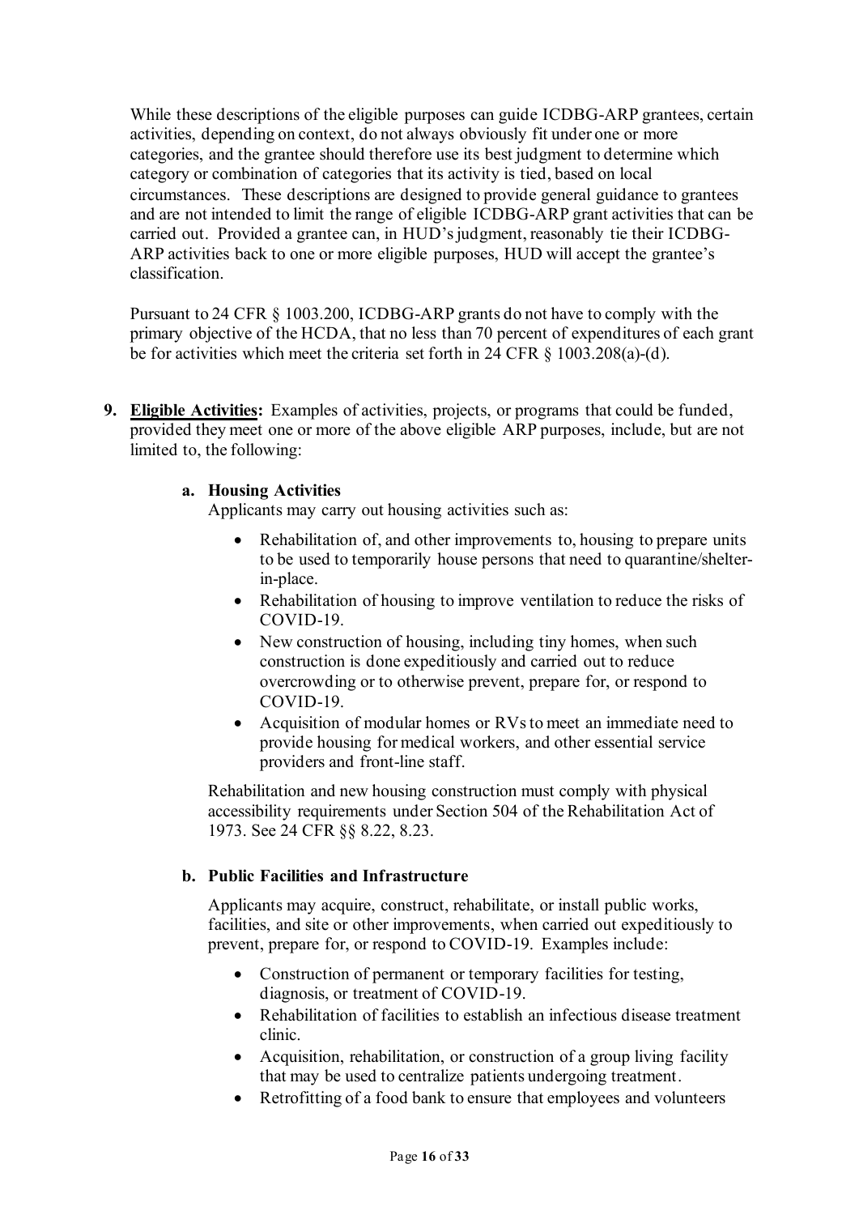While these descriptions of the eligible purposes can guide ICDBG-ARP grantees, certain activities, depending on context, do not always obviously fit under one or more categories, and the grantee should therefore use its best judgment to determine which category or combination of categories that its activity is tied, based on local circumstances. These descriptions are designed to provide general guidance to grantees and are not intended to limit the range of eligible ICDBG-ARP grant activities that can be carried out. Provided a grantee can, in HUD's judgment, reasonably tie their ICDBG-ARP activities back to one or more eligible purposes, HUD will accept the grantee's classification.

Pursuant to 24 CFR § 1003.200, ICDBG-ARP grants do not have to comply with the primary objective of the HCDA, that no less than 70 percent of expenditures of each grant be for activities which meet the criteria set forth in 24 CFR § 1003.208(a)-(d).

9. **Eligible Activities:** Examples of activities, projects, or programs that could be funded, provided they meet one or more of the above eligible ARP purposes, include, but are not limited to, the following:

   **a. Housing Activities**

   Applicants may carry out housing activities such as:

   - Rehabilitation of, and other improvements to, housing to prepare units to be used to temporarily house persons that need to quarantine/shelter-in-place.
   - Rehabilitation of housing to improve ventilation to reduce the risks of COVID-19.
   - New construction of housing, including tiny homes, when such construction is done expeditiously and carried out to reduce overcrowding or to otherwise prevent, prepare for, or respond to COVID-19.
   - Acquisition of modular homes or RVs to meet an immediate need to provide housing for medical workers, and other essential service providers and front-line staff.

   Rehabilitation and new housing construction must comply with physical accessibility requirements under Section 504 of the Rehabilitation Act of 1973. See 24 CFR §§ 8.22, 8.23.

   **b. Public Facilities and Infrastructure**

   Applicants may acquire, construct, rehabilitate, or install public works, facilities, and site or other improvements, when carried out expeditiously to prevent, prepare for, or respond to COVID-19. Examples include:

   - Construction of permanent or temporary facilities for testing, diagnosis, or treatment of COVID-19.
   - Rehabilitation of facilities to establish an infectious disease treatment clinic.
   - Acquisition, rehabilitation, or construction of a group living facility that may be used to centralize patients undergoing treatment.
   - Retrofitting of a food bank to ensure that employees and volunteers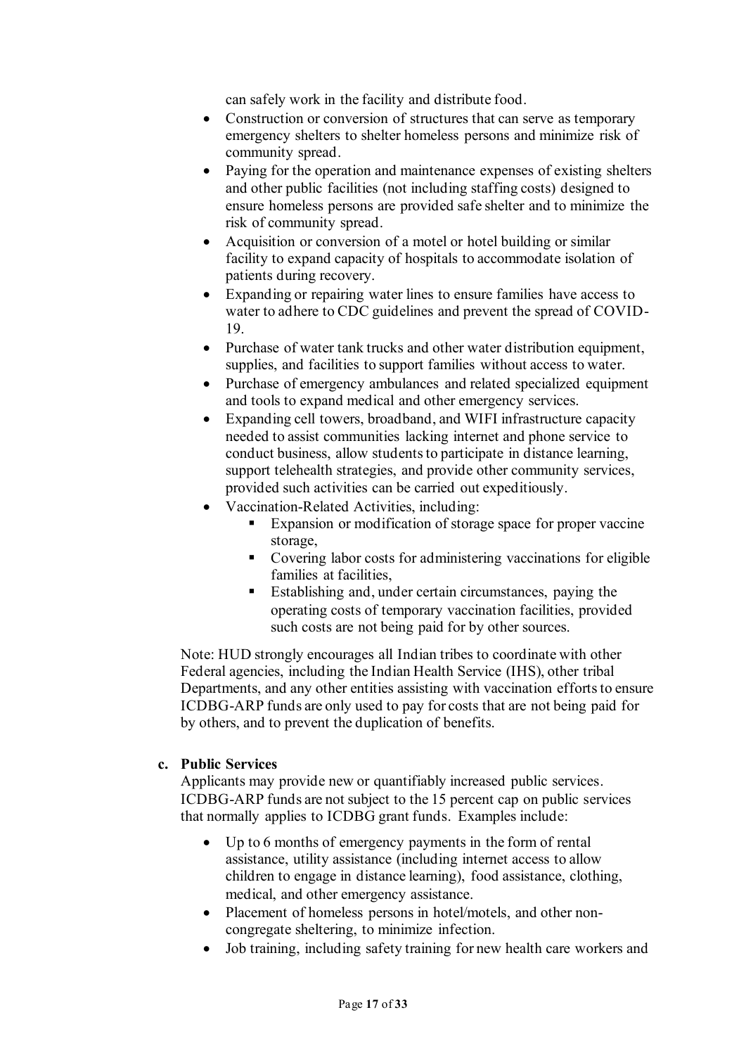can safely work in the facility and distribute food.

- Construction or conversion of structures that can serve as temporary emergency shelters to shelter homeless persons and minimize risk of community spread.
- Paying for the operation and maintenance expenses of existing shelters and other public facilities (not including staffing costs) designed to ensure homeless persons are provided safe shelter and to minimize the risk of community spread.
- Acquisition or conversion of a motel or hotel building or similar facility to expand capacity of hospitals to accommodate isolation of patients during recovery.
- Expanding or repairing water lines to ensure families have access to water to adhere to CDC guidelines and prevent the spread of COVID-19.
- Purchase of water tank trucks and other water distribution equipment, supplies, and facilities to support families without access to water.
- Purchase of emergency ambulances and related specialized equipment and tools to expand medical and other emergency services.
- Expanding cell towers, broadband, and WIFI infrastructure capacity needed to assist communities lacking internet and phone service to conduct business, allow students to participate in distance learning, support telehealth strategies, and provide other community services, provided such activities can be carried out expeditiously.
- Vaccination-Related Activities, including:
  - Expansion or modification of storage space for proper vaccine storage,
  - Covering labor costs for administering vaccinations for eligible families at facilities,
  - Establishing and, under certain circumstances, paying the operating costs of temporary vaccination facilities, provided such costs are not being paid for by other sources.

Note: HUD strongly encourages all Indian tribes to coordinate with other Federal agencies, including the Indian Health Service (IHS), other tribal Departments, and any other entities assisting with vaccination efforts to ensure ICDBG-ARP funds are only used to pay for costs that are not being paid for by others, and to prevent the duplication of benefits.

**c. Public Services**

Applicants may provide new or quantifiably increased public services. ICDBG-ARP funds are not subject to the 15 percent cap on public services that normally applies to ICDBG grant funds. Examples include:

- Up to 6 months of emergency payments in the form of rental assistance, utility assistance (including internet access to allow children to engage in distance learning), food assistance, clothing, medical, and other emergency assistance.
- Placement of homeless persons in hotel/motels, and other non-congregate sheltering, to minimize infection.
- Job training, including safety training for new health care workers and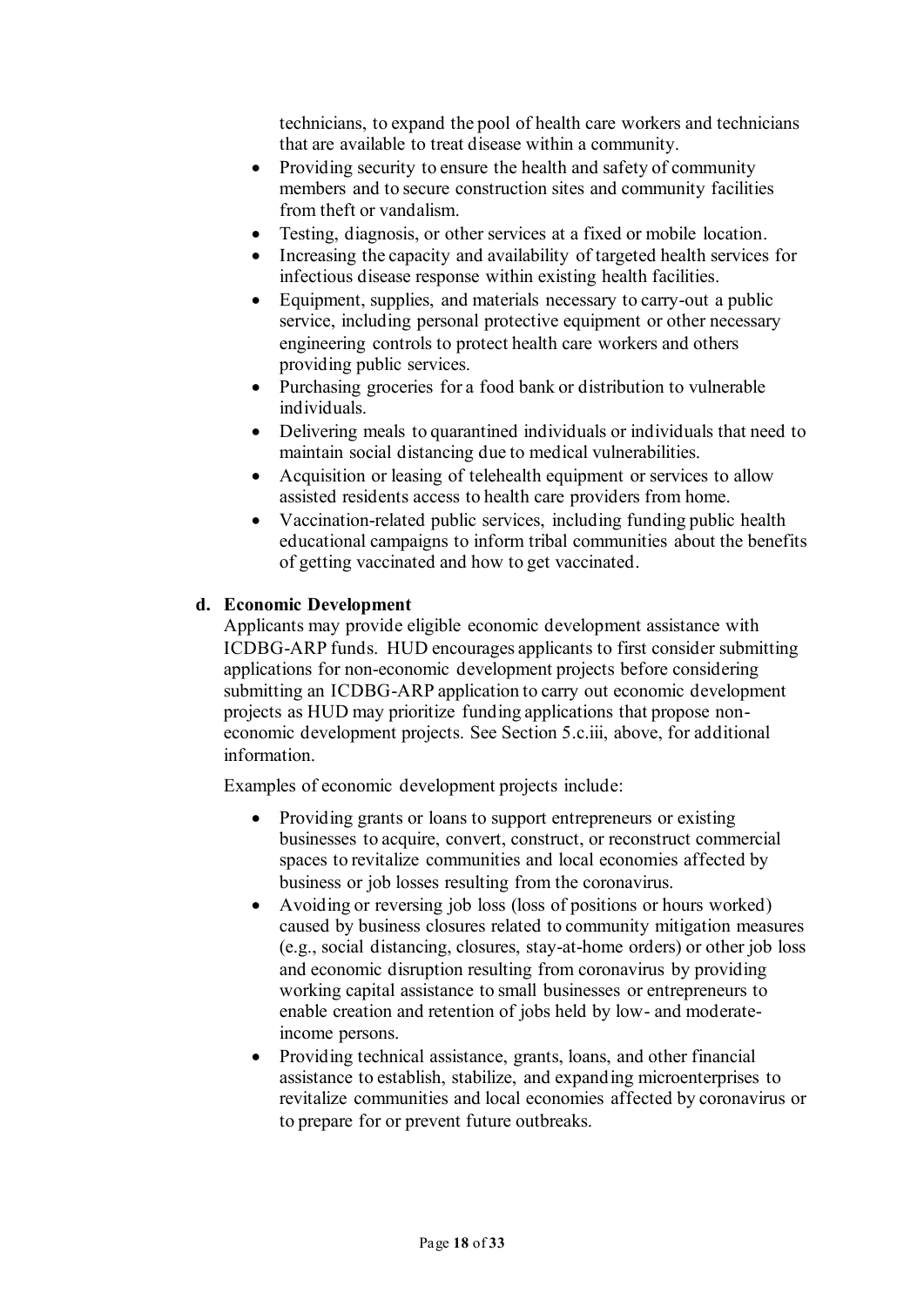technicians, to expand the pool of health care workers and technicians that are available to treat disease within a community.

- Providing security to ensure the health and safety of community members and to secure construction sites and community facilities from theft or vandalism.
- Testing, diagnosis, or other services at a fixed or mobile location.
- Increasing the capacity and availability of targeted health services for infectious disease response within existing health facilities.
- Equipment, supplies, and materials necessary to carry-out a public service, including personal protective equipment or other necessary engineering controls to protect health care workers and others providing public services.
- Purchasing groceries for a food bank or distribution to vulnerable individuals.
- Delivering meals to quarantined individuals or individuals that need to maintain social distancing due to medical vulnerabilities.
- Acquisition or leasing of telehealth equipment or services to allow assisted residents access to health care providers from home.
- Vaccination-related public services, including funding public health educational campaigns to inform tribal communities about the benefits of getting vaccinated and how to get vaccinated.

**d. Economic Development**

Applicants may provide eligible economic development assistance with ICDBG-ARP funds. HUD encourages applicants to first consider submitting applications for non-economic development projects before considering submitting an ICDBG-ARP application to carry out economic development projects as HUD may prioritize funding applications that propose non-economic development projects. See Section 5.c.iii, above, for additional information.

Examples of economic development projects include:

- Providing grants or loans to support entrepreneurs or existing businesses to acquire, convert, construct, or reconstruct commercial spaces to revitalize communities and local economies affected by business or job losses resulting from the coronavirus.
- Avoiding or reversing job loss (loss of positions or hours worked) caused by business closures related to community mitigation measures (e.g., social distancing, closures, stay-at-home orders) or other job loss and economic disruption resulting from coronavirus by providing working capital assistance to small businesses or entrepreneurs to enable creation and retention of jobs held by low- and moderate-income persons.
- Providing technical assistance, grants, loans, and other financial assistance to establish, stabilize, and expanding microenterprises to revitalize communities and local economies affected by coronavirus or to prepare for or prevent future outbreaks.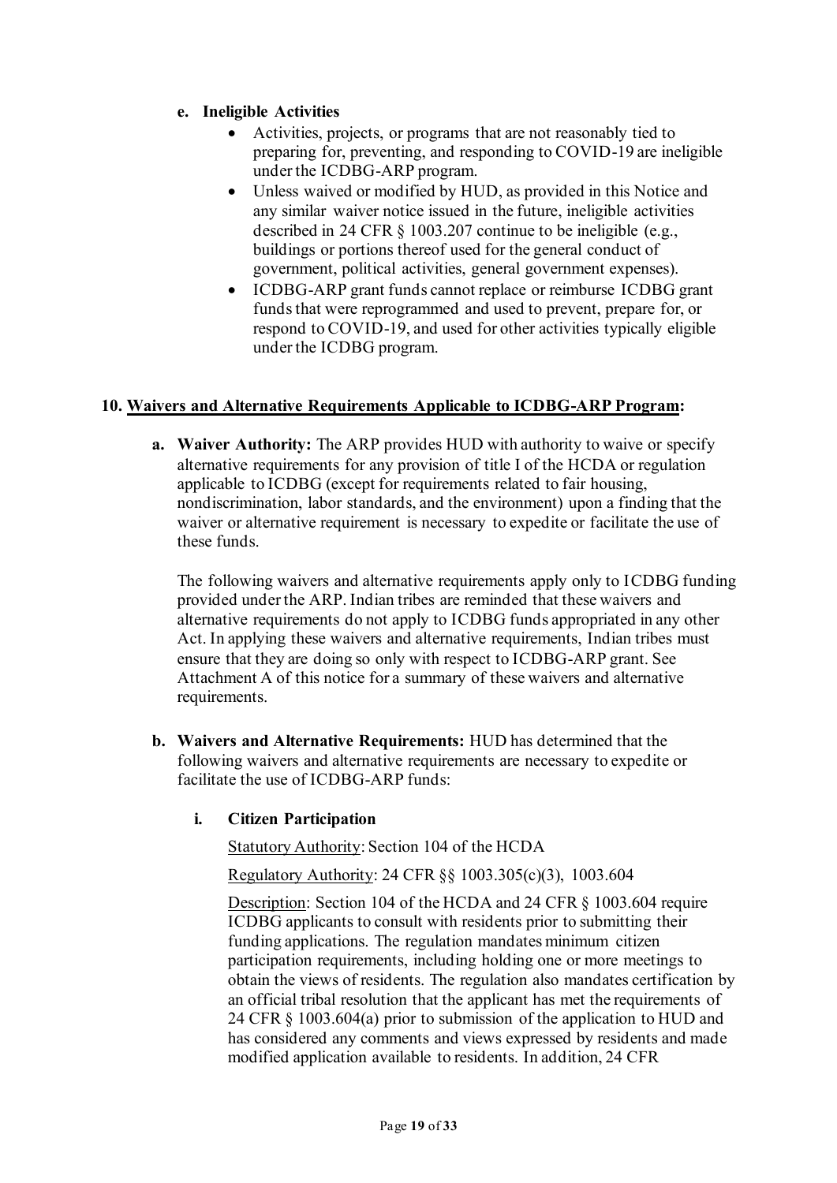**e. Ineligible Activities**

- Activities, projects, or programs that are not reasonably tied to preparing for, preventing, and responding to COVID-19 are ineligible under the ICDBG-ARP program.
- Unless waived or modified by HUD, as provided in this Notice and any similar waiver notice issued in the future, ineligible activities described in 24 CFR § 1003.207 continue to be ineligible (e.g., buildings or portions thereof used for the general conduct of government, political activities, general government expenses).
- ICDBG-ARP grant funds cannot replace or reimburse ICDBG grant funds that were reprogrammed and used to prevent, prepare for, or respond to COVID-19, and used for other activities typically eligible under the ICDBG program.

## 10. Waivers and Alternative Requirements Applicable to ICDBG-ARP Program:

**a. Waiver Authority:** The ARP provides HUD with authority to waive or specify alternative requirements for any provision of title I of the HCDA or regulation applicable to ICDBG (except for requirements related to fair housing, nondiscrimination, labor standards, and the environment) upon a finding that the waiver or alternative requirement is necessary to expedite or facilitate the use of these funds.

The following waivers and alternative requirements apply only to ICDBG funding provided under the ARP. Indian tribes are reminded that these waivers and alternative requirements do not apply to ICDBG funds appropriated in any other Act. In applying these waivers and alternative requirements, Indian tribes must ensure that they are doing so only with respect to ICDBG-ARP grant. See Attachment A of this notice for a summary of these waivers and alternative requirements.

**b. Waivers and Alternative Requirements:** HUD has determined that the following waivers and alternative requirements are necessary to expedite or facilitate the use of ICDBG-ARP funds:

**i. Citizen Participation**

Statutory Authority: Section 104 of the HCDA

Regulatory Authority: 24 CFR §§ 1003.305(c)(3), 1003.604

Description: Section 104 of the HCDA and 24 CFR § 1003.604 require ICDBG applicants to consult with residents prior to submitting their funding applications. The regulation mandates minimum citizen participation requirements, including holding one or more meetings to obtain the views of residents. The regulation also mandates certification by an official tribal resolution that the applicant has met the requirements of 24 CFR § 1003.604(a) prior to submission of the application to HUD and has considered any comments and views expressed by residents and made modified application available to residents. In addition, 24 CFR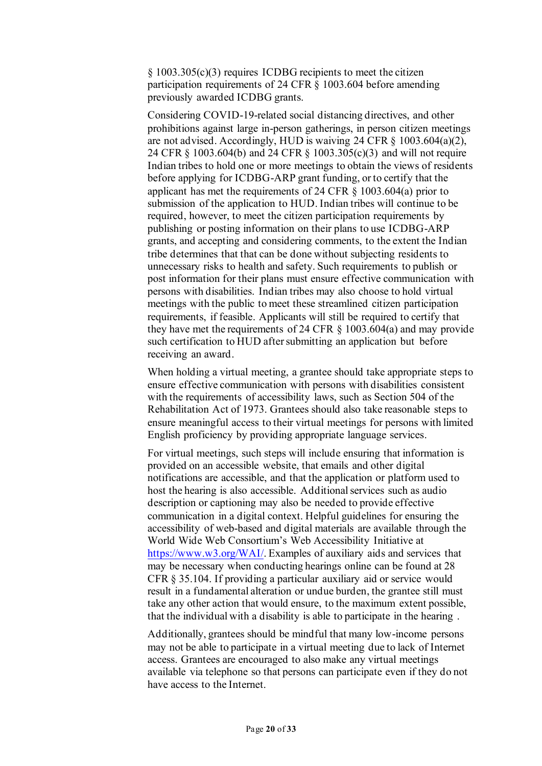§ 1003.305(c)(3) requires ICDBG recipients to meet the citizen participation requirements of 24 CFR § 1003.604 before amending previously awarded ICDBG grants.

Considering COVID-19-related social distancing directives, and other prohibitions against large in-person gatherings, in person citizen meetings are not advised. Accordingly, HUD is waiving 24 CFR § 1003.604(a)(2), 24 CFR § 1003.604(b) and 24 CFR § 1003.305(c)(3) and will not require Indian tribes to hold one or more meetings to obtain the views of residents before applying for ICDBG-ARP grant funding, or to certify that the applicant has met the requirements of 24 CFR § 1003.604(a) prior to submission of the application to HUD. Indian tribes will continue to be required, however, to meet the citizen participation requirements by publishing or posting information on their plans to use ICDBG-ARP grants, and accepting and considering comments, to the extent the Indian tribe determines that that can be done without subjecting residents to unnecessary risks to health and safety. Such requirements to publish or post information for their plans must ensure effective communication with persons with disabilities. Indian tribes may also choose to hold virtual meetings with the public to meet these streamlined citizen participation requirements, if feasible. Applicants will still be required to certify that they have met the requirements of 24 CFR § 1003.604(a) and may provide such certification to HUD after submitting an application but before receiving an award.

When holding a virtual meeting, a grantee should take appropriate steps to ensure effective communication with persons with disabilities consistent with the requirements of accessibility laws, such as Section 504 of the Rehabilitation Act of 1973. Grantees should also take reasonable steps to ensure meaningful access to their virtual meetings for persons with limited English proficiency by providing appropriate language services.

For virtual meetings, such steps will include ensuring that information is provided on an accessible website, that emails and other digital notifications are accessible, and that the application or platform used to host the hearing is also accessible. Additional services such as audio description or captioning may also be needed to provide effective communication in a digital context. Helpful guidelines for ensuring the accessibility of web-based and digital materials are available through the World Wide Web Consortium's Web Accessibility Initiative at https://www.w3.org/WAI/. Examples of auxiliary aids and services that may be necessary when conducting hearings online can be found at 28 CFR § 35.104. If providing a particular auxiliary aid or service would result in a fundamental alteration or undue burden, the grantee still must take any other action that would ensure, to the maximum extent possible, that the individual with a disability is able to participate in the hearing .

Additionally, grantees should be mindful that many low-income persons may not be able to participate in a virtual meeting due to lack of Internet access. Grantees are encouraged to also make any virtual meetings available via telephone so that persons can participate even if they do not have access to the Internet.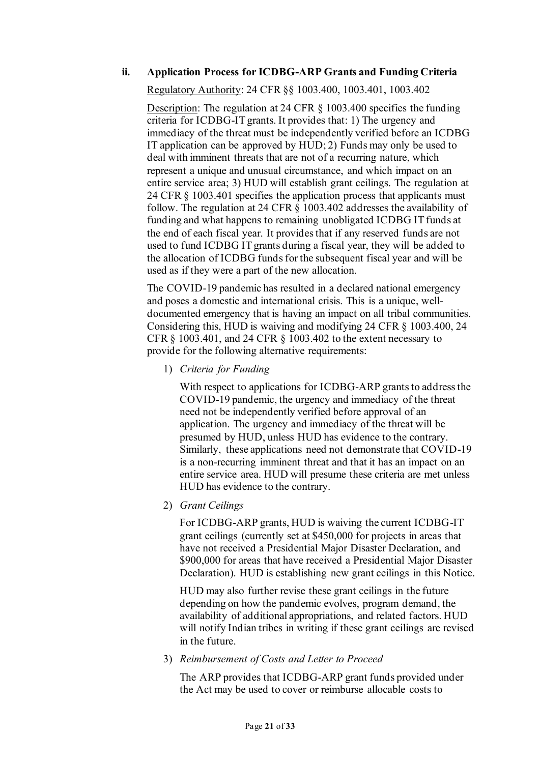### ii. Application Process for ICDBG-ARP Grants and Funding Criteria

Regulatory Authority: 24 CFR §§ 1003.400, 1003.401, 1003.402

Description: The regulation at 24 CFR § 1003.400 specifies the funding criteria for ICDBG-IT grants. It provides that: 1) The urgency and immediacy of the threat must be independently verified before an ICDBG IT application can be approved by HUD; 2) Funds may only be used to deal with imminent threats that are not of a recurring nature, which represent a unique and unusual circumstance, and which impact on an entire service area; 3) HUD will establish grant ceilings. The regulation at 24 CFR § 1003.401 specifies the application process that applicants must follow. The regulation at 24 CFR § 1003.402 addresses the availability of funding and what happens to remaining unobligated ICDBG IT funds at the end of each fiscal year. It provides that if any reserved funds are not used to fund ICDBG IT grants during a fiscal year, they will be added to the allocation of ICDBG funds for the subsequent fiscal year and will be used as if they were a part of the new allocation.

The COVID-19 pandemic has resulted in a declared national emergency and poses a domestic and international crisis. This is a unique, well-documented emergency that is having an impact on all tribal communities. Considering this, HUD is waiving and modifying 24 CFR § 1003.400, 24 CFR § 1003.401, and 24 CFR § 1003.402 to the extent necessary to provide for the following alternative requirements:

1) *Criteria for Funding*

   With respect to applications for ICDBG-ARP grants to address the COVID-19 pandemic, the urgency and immediacy of the threat need not be independently verified before approval of an application. The urgency and immediacy of the threat will be presumed by HUD, unless HUD has evidence to the contrary. Similarly, these applications need not demonstrate that COVID-19 is a non-recurring imminent threat and that it has an impact on an entire service area. HUD will presume these criteria are met unless HUD has evidence to the contrary.

2) *Grant Ceilings*

   For ICDBG-ARP grants, HUD is waiving the current ICDBG-IT grant ceilings (currently set at $450,000 for projects in areas that have not received a Presidential Major Disaster Declaration, and $900,000 for areas that have received a Presidential Major Disaster Declaration). HUD is establishing new grant ceilings in this Notice.

   HUD may also further revise these grant ceilings in the future depending on how the pandemic evolves, program demand, the availability of additional appropriations, and related factors. HUD will notify Indian tribes in writing if these grant ceilings are revised in the future.

3) *Reimbursement of Costs and Letter to Proceed*

   The ARP provides that ICDBG-ARP grant funds provided under the Act may be used to cover or reimburse allocable costs to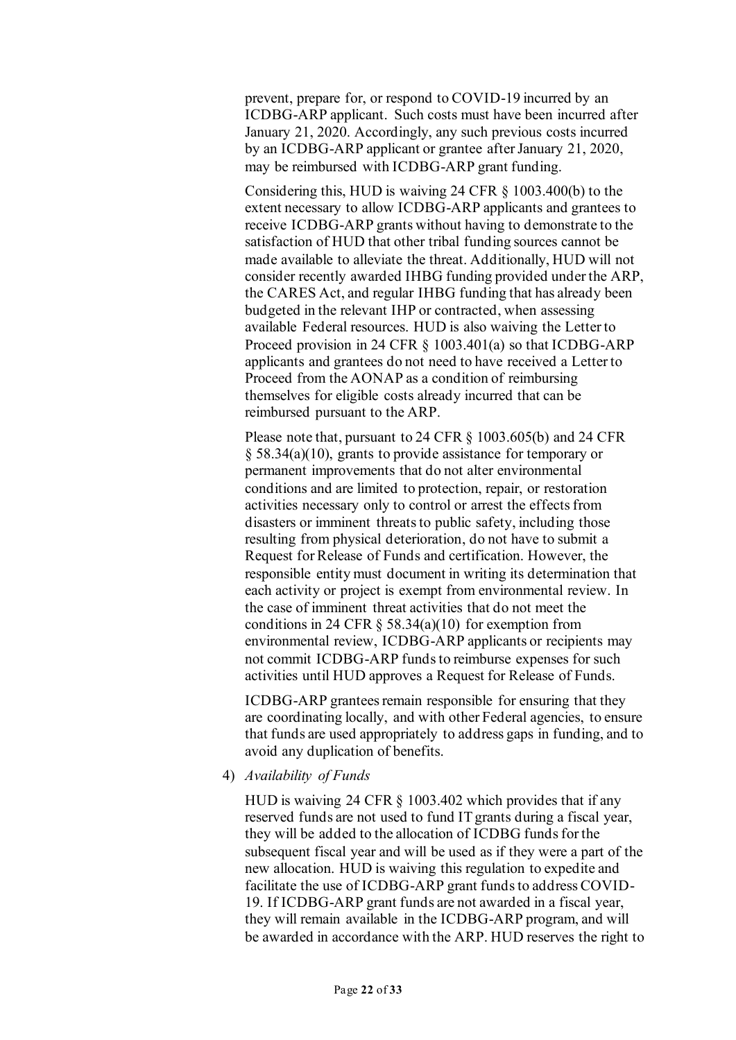prevent, prepare for, or respond to COVID-19 incurred by an ICDBG-ARP applicant. Such costs must have been incurred after January 21, 2020. Accordingly, any such previous costs incurred by an ICDBG-ARP applicant or grantee after January 21, 2020, may be reimbursed with ICDBG-ARP grant funding.

Considering this, HUD is waiving 24 CFR § 1003.400(b) to the extent necessary to allow ICDBG-ARP applicants and grantees to receive ICDBG-ARP grants without having to demonstrate to the satisfaction of HUD that other tribal funding sources cannot be made available to alleviate the threat. Additionally, HUD will not consider recently awarded IHBG funding provided under the ARP, the CARES Act, and regular IHBG funding that has already been budgeted in the relevant IHP or contracted, when assessing available Federal resources. HUD is also waiving the Letter to Proceed provision in 24 CFR § 1003.401(a) so that ICDBG-ARP applicants and grantees do not need to have received a Letter to Proceed from the AONAP as a condition of reimbursing themselves for eligible costs already incurred that can be reimbursed pursuant to the ARP.

Please note that, pursuant to 24 CFR § 1003.605(b) and 24 CFR § 58.34(a)(10), grants to provide assistance for temporary or permanent improvements that do not alter environmental conditions and are limited to protection, repair, or restoration activities necessary only to control or arrest the effects from disasters or imminent threats to public safety, including those resulting from physical deterioration, do not have to submit a Request for Release of Funds and certification. However, the responsible entity must document in writing its determination that each activity or project is exempt from environmental review. In the case of imminent threat activities that do not meet the conditions in 24 CFR § 58.34(a)(10) for exemption from environmental review, ICDBG-ARP applicants or recipients may not commit ICDBG-ARP funds to reimburse expenses for such activities until HUD approves a Request for Release of Funds.

ICDBG-ARP grantees remain responsible for ensuring that they are coordinating locally, and with other Federal agencies, to ensure that funds are used appropriately to address gaps in funding, and to avoid any duplication of benefits.

4) *Availability of Funds*

HUD is waiving 24 CFR § 1003.402 which provides that if any reserved funds are not used to fund IT grants during a fiscal year, they will be added to the allocation of ICDBG funds for the subsequent fiscal year and will be used as if they were a part of the new allocation. HUD is waiving this regulation to expedite and facilitate the use of ICDBG-ARP grant funds to address COVID-19. If ICDBG-ARP grant funds are not awarded in a fiscal year, they will remain available in the ICDBG-ARP program, and will be awarded in accordance with the ARP. HUD reserves the right to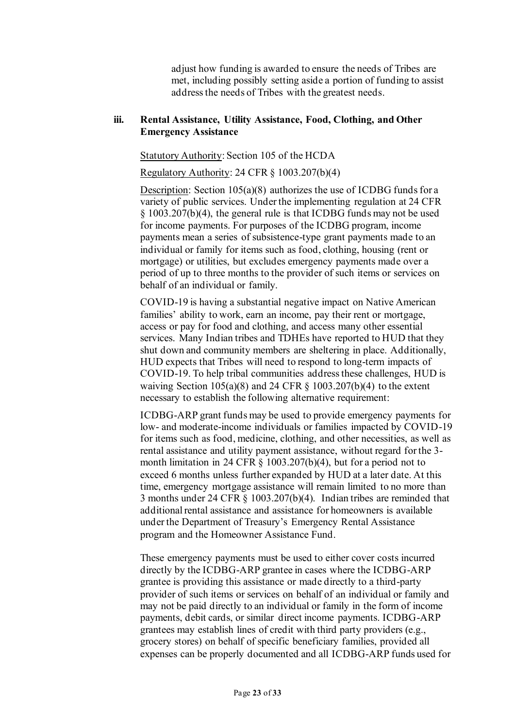adjust how funding is awarded to ensure the needs of Tribes are met, including possibly setting aside a portion of funding to assist address the needs of Tribes with the greatest needs.

### iii. Rental Assistance, Utility Assistance, Food, Clothing, and Other Emergency Assistance

Statutory Authority: Section 105 of the HCDA

Regulatory Authority: 24 CFR § 1003.207(b)(4)

Description: Section 105(a)(8) authorizes the use of ICDBG funds for a variety of public services. Under the implementing regulation at 24 CFR § 1003.207(b)(4), the general rule is that ICDBG funds may not be used for income payments. For purposes of the ICDBG program, income payments mean a series of subsistence-type grant payments made to an individual or family for items such as food, clothing, housing (rent or mortgage) or utilities, but excludes emergency payments made over a period of up to three months to the provider of such items or services on behalf of an individual or family.

COVID-19 is having a substantial negative impact on Native American families' ability to work, earn an income, pay their rent or mortgage, access or pay for food and clothing, and access many other essential services. Many Indian tribes and TDHEs have reported to HUD that they shut down and community members are sheltering in place. Additionally, HUD expects that Tribes will need to respond to long-term impacts of COVID-19. To help tribal communities address these challenges, HUD is waiving Section 105(a)(8) and 24 CFR § 1003.207(b)(4) to the extent necessary to establish the following alternative requirement:

ICDBG-ARP grant funds may be used to provide emergency payments for low- and moderate-income individuals or families impacted by COVID-19 for items such as food, medicine, clothing, and other necessities, as well as rental assistance and utility payment assistance, without regard for the 3-month limitation in 24 CFR § 1003.207(b)(4), but for a period not to exceed 6 months unless further expanded by HUD at a later date. At this time, emergency mortgage assistance will remain limited to no more than 3 months under 24 CFR § 1003.207(b)(4). Indian tribes are reminded that additional rental assistance and assistance for homeowners is available under the Department of Treasury's Emergency Rental Assistance program and the Homeowner Assistance Fund.

These emergency payments must be used to either cover costs incurred directly by the ICDBG-ARP grantee in cases where the ICDBG-ARP grantee is providing this assistance or made directly to a third-party provider of such items or services on behalf of an individual or family and may not be paid directly to an individual or family in the form of income payments, debit cards, or similar direct income payments. ICDBG-ARP grantees may establish lines of credit with third party providers (e.g., grocery stores) on behalf of specific beneficiary families, provided all expenses can be properly documented and all ICDBG-ARP funds used for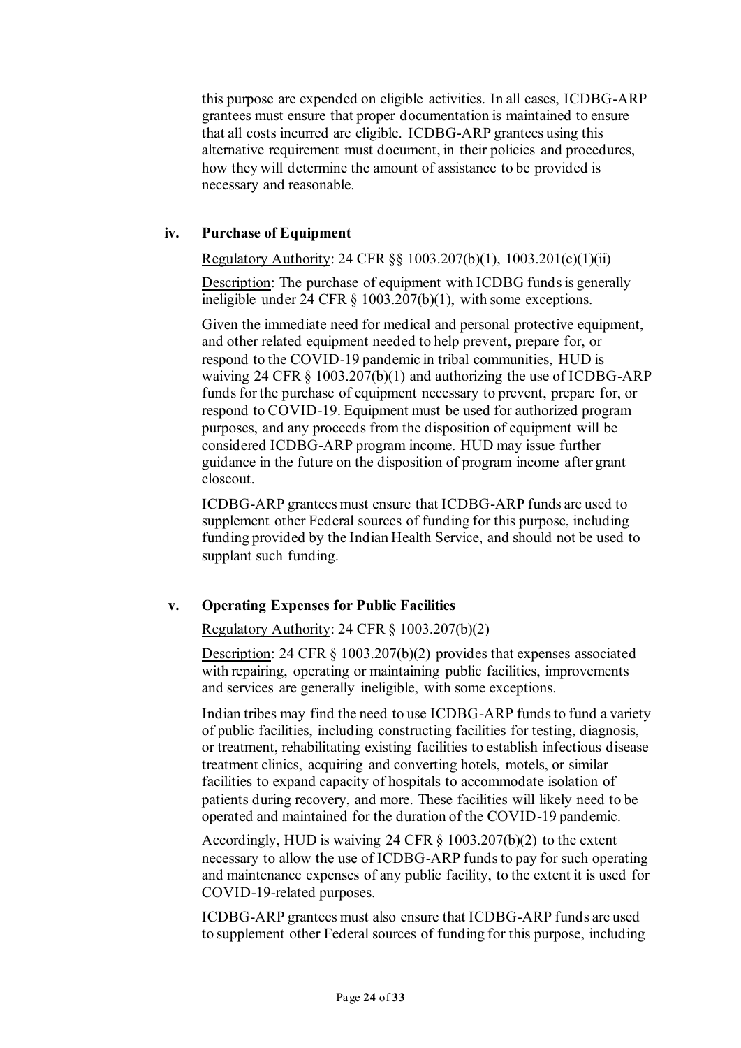this purpose are expended on eligible activities. In all cases, ICDBG-ARP grantees must ensure that proper documentation is maintained to ensure that all costs incurred are eligible. ICDBG-ARP grantees using this alternative requirement must document, in their policies and procedures, how they will determine the amount of assistance to be provided is necessary and reasonable.

### iv. Purchase of Equipment

Regulatory Authority: 24 CFR §§ 1003.207(b)(1), 1003.201(c)(1)(ii)

Description: The purchase of equipment with ICDBG funds is generally ineligible under 24 CFR § 1003.207(b)(1), with some exceptions.

Given the immediate need for medical and personal protective equipment, and other related equipment needed to help prevent, prepare for, or respond to the COVID-19 pandemic in tribal communities, HUD is waiving 24 CFR § 1003.207(b)(1) and authorizing the use of ICDBG-ARP funds for the purchase of equipment necessary to prevent, prepare for, or respond to COVID-19. Equipment must be used for authorized program purposes, and any proceeds from the disposition of equipment will be considered ICDBG-ARP program income. HUD may issue further guidance in the future on the disposition of program income after grant closeout.

ICDBG-ARP grantees must ensure that ICDBG-ARP funds are used to supplement other Federal sources of funding for this purpose, including funding provided by the Indian Health Service, and should not be used to supplant such funding.

### v. Operating Expenses for Public Facilities

Regulatory Authority: 24 CFR § 1003.207(b)(2)

Description: 24 CFR § 1003.207(b)(2) provides that expenses associated with repairing, operating or maintaining public facilities, improvements and services are generally ineligible, with some exceptions.

Indian tribes may find the need to use ICDBG-ARP funds to fund a variety of public facilities, including constructing facilities for testing, diagnosis, or treatment, rehabilitating existing facilities to establish infectious disease treatment clinics, acquiring and converting hotels, motels, or similar facilities to expand capacity of hospitals to accommodate isolation of patients during recovery, and more. These facilities will likely need to be operated and maintained for the duration of the COVID-19 pandemic.

Accordingly, HUD is waiving 24 CFR § 1003.207(b)(2) to the extent necessary to allow the use of ICDBG-ARP funds to pay for such operating and maintenance expenses of any public facility, to the extent it is used for COVID-19-related purposes.

ICDBG-ARP grantees must also ensure that ICDBG-ARP funds are used to supplement other Federal sources of funding for this purpose, including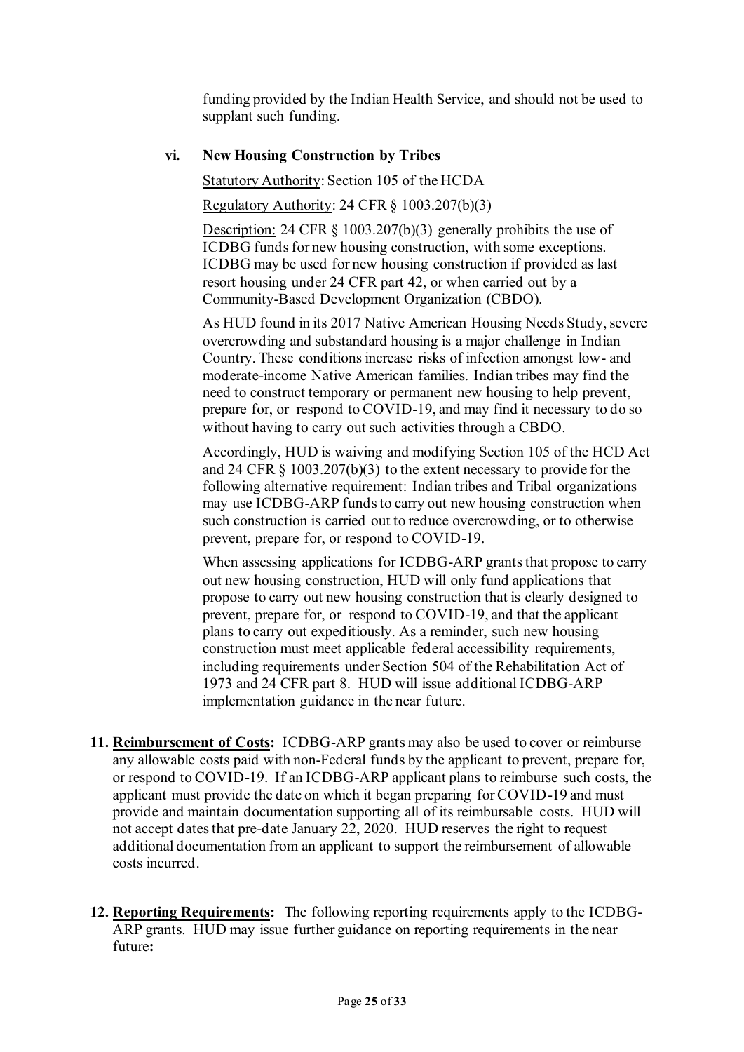funding provided by the Indian Health Service, and should not be used to supplant such funding.

**vi. New Housing Construction by Tribes**

Statutory Authority: Section 105 of the HCDA

Regulatory Authority: 24 CFR § 1003.207(b)(3)

Description: 24 CFR § 1003.207(b)(3) generally prohibits the use of ICDBG funds for new housing construction, with some exceptions. ICDBG may be used for new housing construction if provided as last resort housing under 24 CFR part 42, or when carried out by a Community-Based Development Organization (CBDO).

As HUD found in its 2017 Native American Housing Needs Study, severe overcrowding and substandard housing is a major challenge in Indian Country. These conditions increase risks of infection amongst low- and moderate-income Native American families. Indian tribes may find the need to construct temporary or permanent new housing to help prevent, prepare for, or respond to COVID-19, and may find it necessary to do so without having to carry out such activities through a CBDO.

Accordingly, HUD is waiving and modifying Section 105 of the HCD Act and 24 CFR § 1003.207(b)(3) to the extent necessary to provide for the following alternative requirement: Indian tribes and Tribal organizations may use ICDBG-ARP funds to carry out new housing construction when such construction is carried out to reduce overcrowding, or to otherwise prevent, prepare for, or respond to COVID-19.

When assessing applications for ICDBG-ARP grants that propose to carry out new housing construction, HUD will only fund applications that propose to carry out new housing construction that is clearly designed to prevent, prepare for, or respond to COVID-19, and that the applicant plans to carry out expeditiously. As a reminder, such new housing construction must meet applicable federal accessibility requirements, including requirements under Section 504 of the Rehabilitation Act of 1973 and 24 CFR part 8. HUD will issue additional ICDBG-ARP implementation guidance in the near future.

**11. Reimbursement of Costs:** ICDBG-ARP grants may also be used to cover or reimburse any allowable costs paid with non-Federal funds by the applicant to prevent, prepare for, or respond to COVID-19. If an ICDBG-ARP applicant plans to reimburse such costs, the applicant must provide the date on which it began preparing for COVID-19 and must provide and maintain documentation supporting all of its reimbursable costs. HUD will not accept dates that pre-date January 22, 2020. HUD reserves the right to request additional documentation from an applicant to support the reimbursement of allowable costs incurred.

**12. Reporting Requirements:** The following reporting requirements apply to the ICDBG-ARP grants. HUD may issue further guidance on reporting requirements in the near future**:**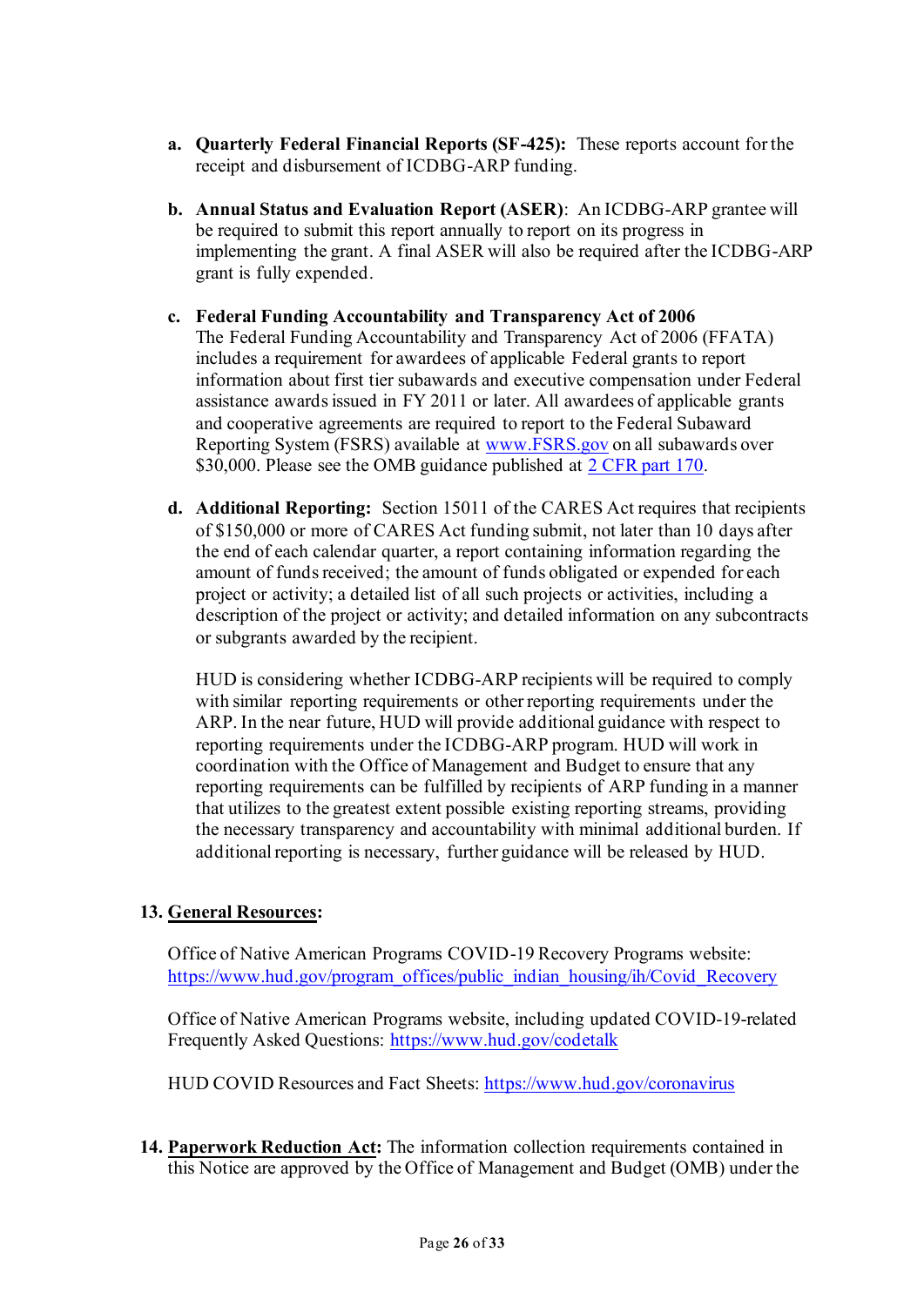a. **Quarterly Federal Financial Reports (SF-425):** These reports account for the receipt and disbursement of ICDBG-ARP funding.

b. **Annual Status and Evaluation Report (ASER)**: An ICDBG-ARP grantee will be required to submit this report annually to report on its progress in implementing the grant. A final ASER will also be required after the ICDBG-ARP grant is fully expended.

c. **Federal Funding Accountability and Transparency Act of 2006**
The Federal Funding Accountability and Transparency Act of 2006 (FFATA) includes a requirement for awardees of applicable Federal grants to report information about first tier subawards and executive compensation under Federal assistance awards issued in FY 2011 or later. All awardees of applicable grants and cooperative agreements are required to report to the Federal Subaward Reporting System (FSRS) available at [www.FSRS.gov](http://www.FSRS.gov) on all subawards over $30,000. Please see the OMB guidance published at [2 CFR part 170](2 CFR part 170).

d. **Additional Reporting:** Section 15011 of the CARES Act requires that recipients of $150,000 or more of CARES Act funding submit, not later than 10 days after the end of each calendar quarter, a report containing information regarding the amount of funds received; the amount of funds obligated or expended for each project or activity; a detailed list of all such projects or activities, including a description of the project or activity; and detailed information on any subcontracts or subgrants awarded by the recipient.

   HUD is considering whether ICDBG-ARP recipients will be required to comply with similar reporting requirements or other reporting requirements under the ARP. In the near future, HUD will provide additional guidance with respect to reporting requirements under the ICDBG-ARP program. HUD will work in coordination with the Office of Management and Budget to ensure that any reporting requirements can be fulfilled by recipients of ARP funding in a manner that utilizes to the greatest extent possible existing reporting streams, providing the necessary transparency and accountability with minimal additional burden. If additional reporting is necessary, further guidance will be released by HUD.

13. **General Resources**:

Office of Native American Programs COVID-19 Recovery Programs website: [https://www.hud.gov/program_offices/public_indian_housing/ih/Covid_Recovery](https://www.hud.gov/program_offices/public_indian_housing/ih/Covid_Recovery)

Office of Native American Programs website, including updated COVID-19-related Frequently Asked Questions: [https://www.hud.gov/codetalk](https://www.hud.gov/codetalk)

HUD COVID Resources and Fact Sheets: [https://www.hud.gov/coronavirus](https://www.hud.gov/coronavirus)

14. **Paperwork Reduction Act:** The information collection requirements contained in this Notice are approved by the Office of Management and Budget (OMB) under the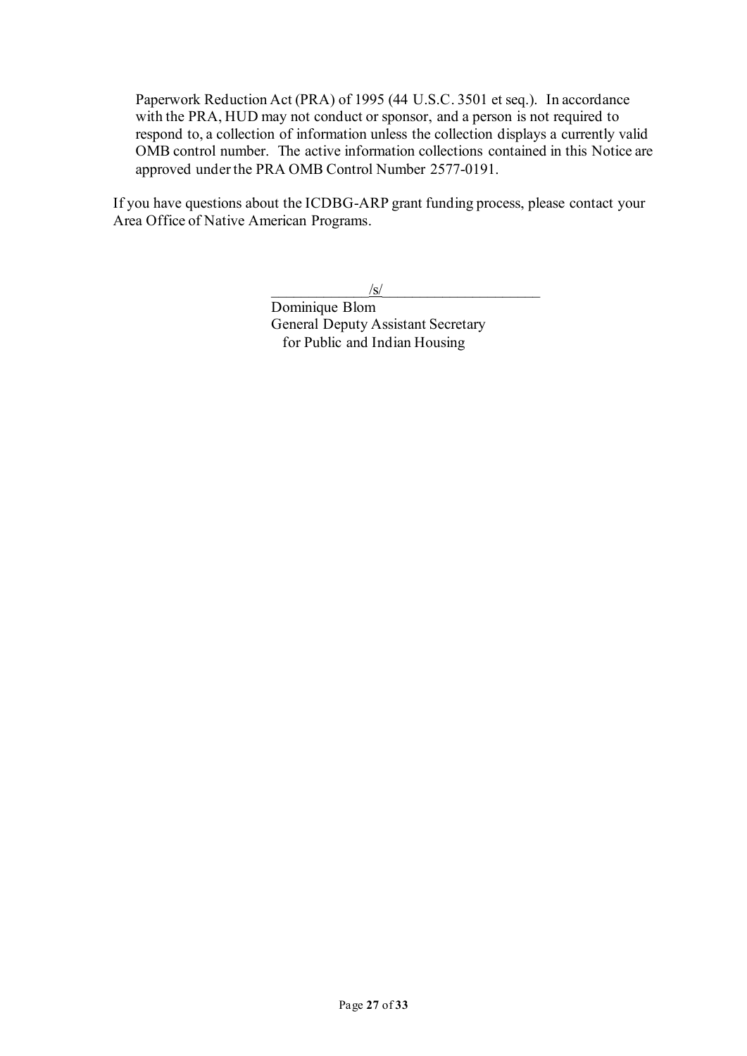Paperwork Reduction Act (PRA) of 1995 (44 U.S.C. 3501 et seq.). In accordance with the PRA, HUD may not conduct or sponsor, and a person is not required to respond to, a collection of information unless the collection displays a currently valid OMB control number. The active information collections contained in this Notice are approved under the PRA OMB Control Number 2577-0191.

If you have questions about the ICDBG-ARP grant funding process, please contact your Area Office of Native American Programs.

/s/

Dominique Blom
General Deputy Assistant Secretary
for Public and Indian Housing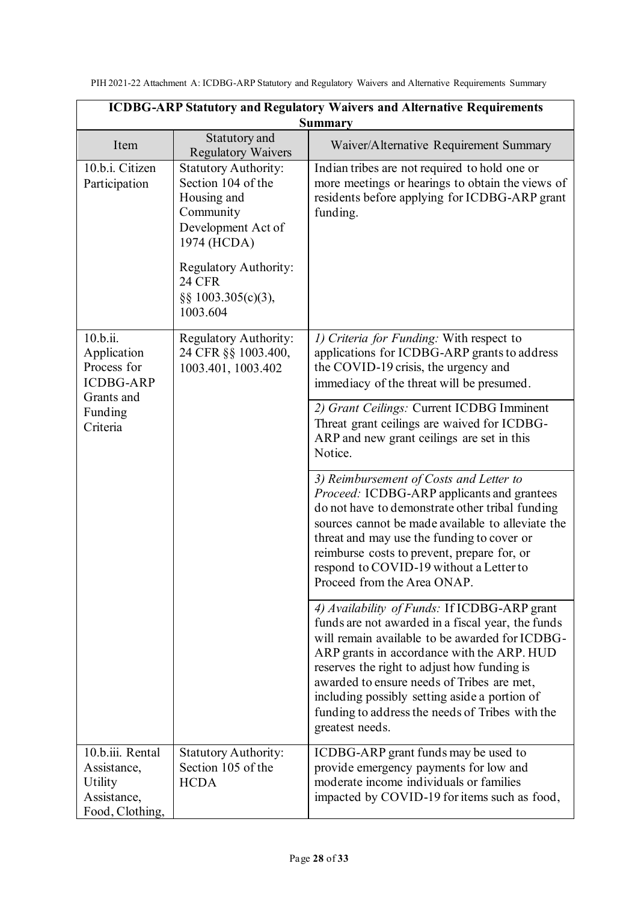| ICDBG-ARP Statutory and Regulatory Waivers and Alternative Requirements Summary | | |
|---|---|---|
| Item | Statutory and Regulatory Waivers | Waiver/Alternative Requirement Summary |
| 10.b.i. Citizen Participation | Statutory Authority: Section 104 of the Housing and Community Development Act of 1974 (HCDA)<br><br>Regulatory Authority: 24 CFR §§ 1003.305(c)(3), 1003.604 | Indian tribes are not required to hold one or more meetings or hearings to obtain the views of residents before applying for ICDBG-ARP grant funding. |
| 10.b.ii. Application Process for ICDBG-ARP Grants and Funding Criteria | Regulatory Authority: 24 CFR §§ 1003.400, 1003.401, 1003.402 | *1) Criteria for Funding:* With respect to applications for ICDBG-ARP grants to address the COVID-19 crisis, the urgency and immediacy of the threat will be presumed. |
| | | *2) Grant Ceilings:* Current ICDBG Imminent Threat grant ceilings are waived for ICDBG-ARP and new grant ceilings are set in this Notice. |
| | | *3) Reimbursement of Costs and Letter to Proceed:* ICDBG-ARP applicants and grantees do not have to demonstrate other tribal funding sources cannot be made available to alleviate the threat and may use the funding to cover or reimburse costs to prevent, prepare for, or respond to COVID-19 without a Letter to Proceed from the Area ONAP. |
| | | *4) Availability of Funds:* If ICDBG-ARP grant funds are not awarded in a fiscal year, the funds will remain available to be awarded for ICDBG-ARP grants in accordance with the ARP. HUD reserves the right to adjust how funding is awarded to ensure needs of Tribes are met, including possibly setting aside a portion of funding to address the needs of Tribes with the greatest needs. |
| 10.b.iii. Rental Assistance, Utility Assistance, Food, Clothing, | Statutory Authority: Section 105 of the HCDA | ICDBG-ARP grant funds may be used to provide emergency payments for low and moderate income individuals or families impacted by COVID-19 for items such as food, |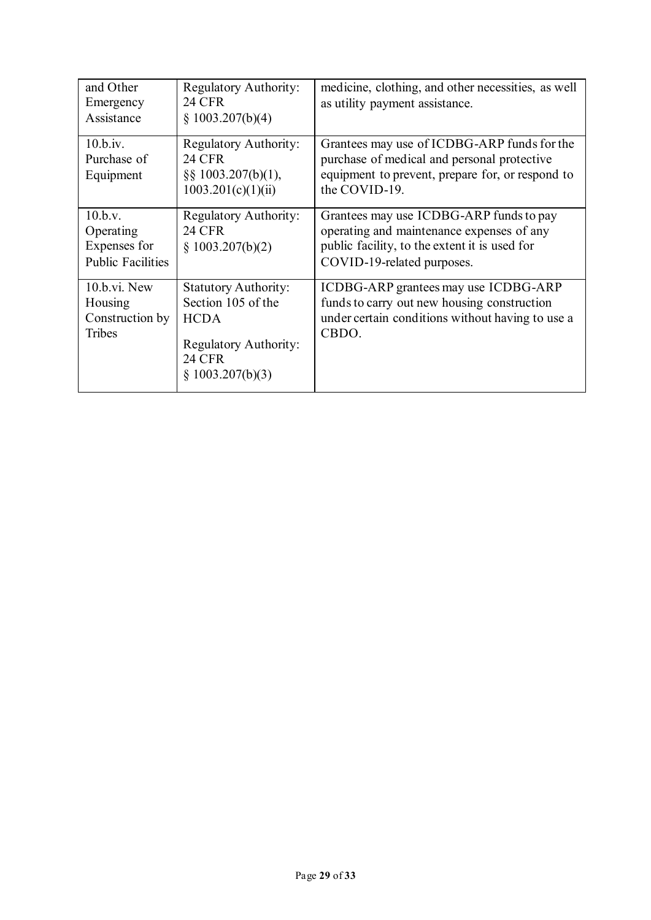| and Other Emergency Assistance | Regulatory Authority: 24 CFR § 1003.207(b)(4) | medicine, clothing, and other necessities, as well as utility payment assistance. |
|---|---|---|
| 10.b.iv. Purchase of Equipment | Regulatory Authority: 24 CFR §§ 1003.207(b)(1), 1003.201(c)(1)(ii) | Grantees may use of ICDBG-ARP funds for the purchase of medical and personal protective equipment to prevent, prepare for, or respond to the COVID-19. |
| 10.b.v. Operating Expenses for Public Facilities | Regulatory Authority: 24 CFR § 1003.207(b)(2) | Grantees may use ICDBG-ARP funds to pay operating and maintenance expenses of any public facility, to the extent it is used for COVID-19-related purposes. |
| 10.b.vi. New Housing Construction by Tribes | Statutory Authority: Section 105 of the HCDA<br><br>Regulatory Authority: 24 CFR § 1003.207(b)(3) | ICDBG-ARP grantees may use ICDBG-ARP funds to carry out new housing construction under certain conditions without having to use a CBDO. |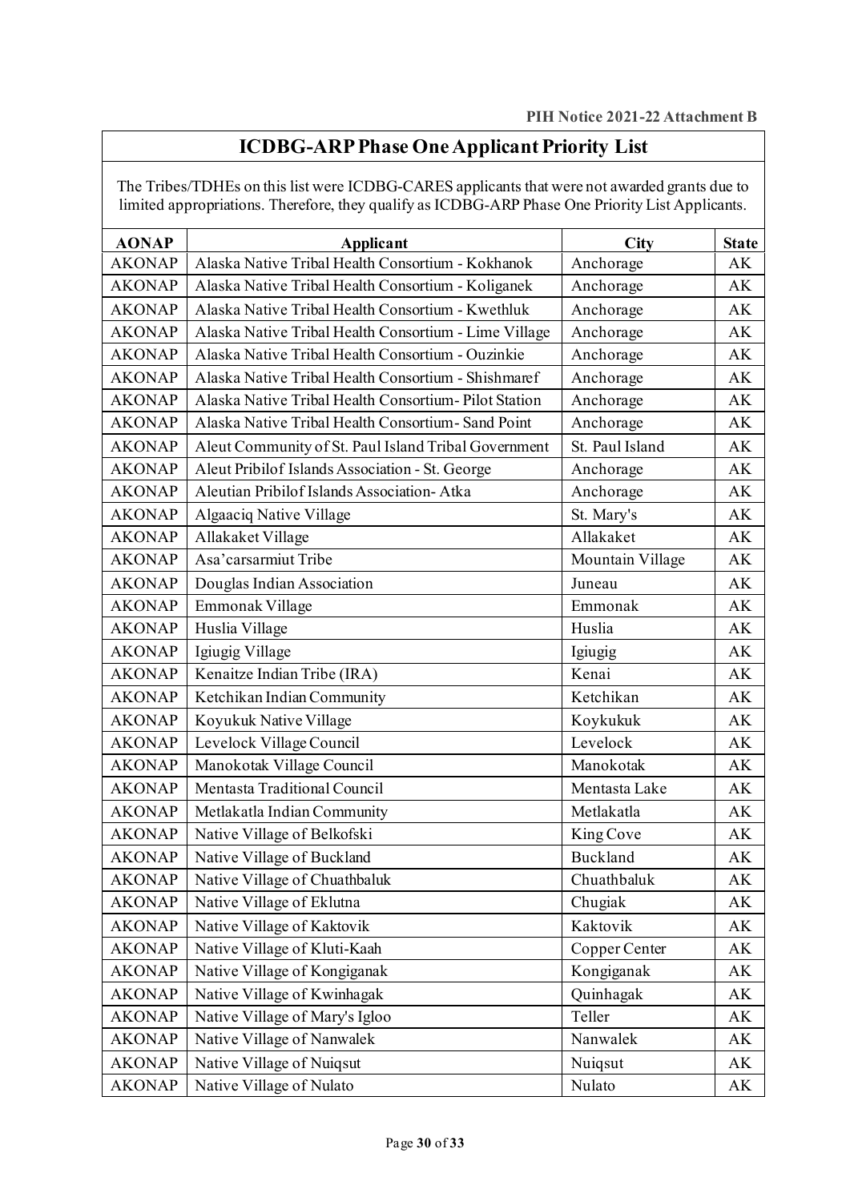PIH Notice 2021-22 Attachment B

## ICDBG-ARP Phase One Applicant Priority List

The Tribes/TDHEs on this list were ICDBG-CARES applicants that were not awarded grants due to limited appropriations. Therefore, they qualify as ICDBG-ARP Phase One Priority List Applicants.

| AONAP | Applicant | City | State |
|---|---|---|---|
| AKONAP | Alaska Native Tribal Health Consortium - Kokhanok | Anchorage | AK |
| AKONAP | Alaska Native Tribal Health Consortium - Koliganek | Anchorage | AK |
| AKONAP | Alaska Native Tribal Health Consortium - Kwethluk | Anchorage | AK |
| AKONAP | Alaska Native Tribal Health Consortium - Lime Village | Anchorage | AK |
| AKONAP | Alaska Native Tribal Health Consortium - Ouzinkie | Anchorage | AK |
| AKONAP | Alaska Native Tribal Health Consortium - Shishmaref | Anchorage | AK |
| AKONAP | Alaska Native Tribal Health Consortium- Pilot Station | Anchorage | AK |
| AKONAP | Alaska Native Tribal Health Consortium- Sand Point | Anchorage | AK |
| AKONAP | Aleut Community of St. Paul Island Tribal Government | St. Paul Island | AK |
| AKONAP | Aleut Pribilof Islands Association - St. George | Anchorage | AK |
| AKONAP | Aleutian Pribilof Islands Association- Atka | Anchorage | AK |
| AKONAP | Algaaciq Native Village | St. Mary's | AK |
| AKONAP | Allakaket Village | Allakaket | AK |
| AKONAP | Asa'carsarmiut Tribe | Mountain Village | AK |
| AKONAP | Douglas Indian Association | Juneau | AK |
| AKONAP | Emmonak Village | Emmonak | AK |
| AKONAP | Huslia Village | Huslia | AK |
| AKONAP | Igiugig Village | Igiugig | AK |
| AKONAP | Kenaitze Indian Tribe (IRA) | Kenai | AK |
| AKONAP | Ketchikan Indian Community | Ketchikan | AK |
| AKONAP | Koyukuk Native Village | Koykukuk | AK |
| AKONAP | Levelock Village Council | Levelock | AK |
| AKONAP | Manokotak Village Council | Manokotak | AK |
| AKONAP | Mentasta Traditional Council | Mentasta Lake | AK |
| AKONAP | Metlakatla Indian Community | Metlakatla | AK |
| AKONAP | Native Village of Belkofski | King Cove | AK |
| AKONAP | Native Village of Buckland | Buckland | AK |
| AKONAP | Native Village of Chuathbaluk | Chuathbaluk | AK |
| AKONAP | Native Village of Eklutna | Chugiak | AK |
| AKONAP | Native Village of Kaktovik | Kaktovik | AK |
| AKONAP | Native Village of Kluti-Kaah | Copper Center | AK |
| AKONAP | Native Village of Kongiganak | Kongiganak | AK |
| AKONAP | Native Village of Kwinhagak | Quinhagak | AK |
| AKONAP | Native Village of Mary's Igloo | Teller | AK |
| AKONAP | Native Village of Nanwalek | Nanwalek | AK |
| AKONAP | Native Village of Nuiqsut | Nuiqsut | AK |
| AKONAP | Native Village of Nulato | Nulato | AK |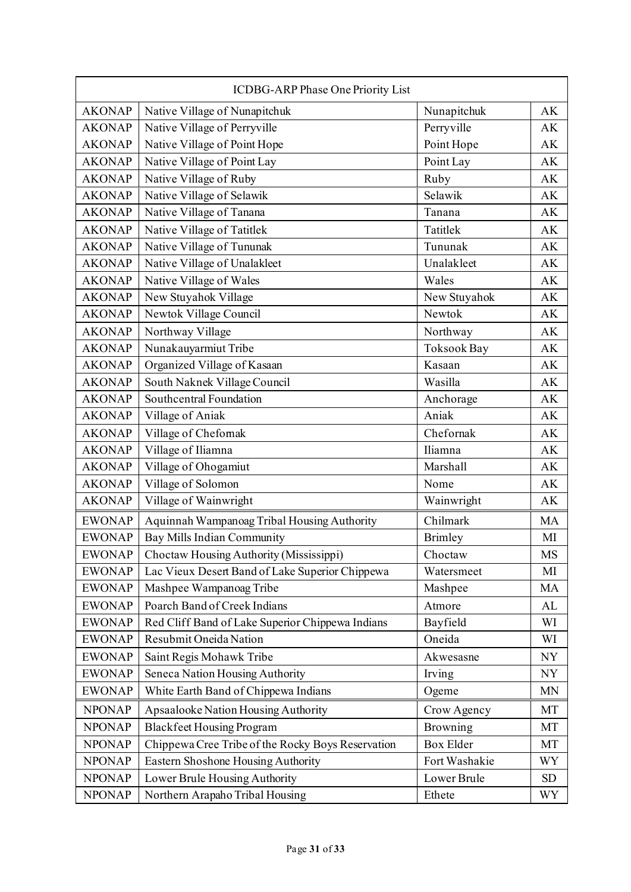| ICDBG-ARP Phase One Priority List | | | |
|---|---|---|---|
| AKONAP | Native Village of Nunapitchuk | Nunapitchuk | AK |
| AKONAP | Native Village of Perryville | Perryville | AK |
| AKONAP | Native Village of Point Hope | Point Hope | AK |
| AKONAP | Native Village of Point Lay | Point Lay | AK |
| AKONAP | Native Village of Ruby | Ruby | AK |
| AKONAP | Native Village of Selawik | Selawik | AK |
| AKONAP | Native Village of Tanana | Tanana | AK |
| AKONAP | Native Village of Tatitlek | Tatitlek | AK |
| AKONAP | Native Village of Tununak | Tununak | AK |
| AKONAP | Native Village of Unalakleet | Unalakleet | AK |
| AKONAP | Native Village of Wales | Wales | AK |
| AKONAP | New Stuyahok Village | New Stuyahok | AK |
| AKONAP | Newtok Village Council | Newtok | AK |
| AKONAP | Northway Village | Northway | AK |
| AKONAP | Nunakauyarmiut Tribe | Toksook Bay | AK |
| AKONAP | Organized Village of Kasaan | Kasaan | AK |
| AKONAP | South Naknek Village Council | Wasilla | AK |
| AKONAP | Southcentral Foundation | Anchorage | AK |
| AKONAP | Village of Aniak | Aniak | AK |
| AKONAP | Village of Chefornak | Chefornak | AK |
| AKONAP | Village of Iliamna | Iliamna | AK |
| AKONAP | Village of Ohogamiut | Marshall | AK |
| AKONAP | Village of Solomon | Nome | AK |
| AKONAP | Village of Wainwright | Wainwright | AK |
| EWONAP | Aquinnah Wampanoag Tribal Housing Authority | Chilmark | MA |
| EWONAP | Bay Mills Indian Community | Brimley | MI |
| EWONAP | Choctaw Housing Authority (Mississippi) | Choctaw | MS |
| EWONAP | Lac Vieux Desert Band of Lake Superior Chippewa | Watersmeet | MI |
| EWONAP | Mashpee Wampanoag Tribe | Mashpee | MA |
| EWONAP | Poarch Band of Creek Indians | Atmore | AL |
| EWONAP | Red Cliff Band of Lake Superior Chippewa Indians | Bayfield | WI |
| EWONAP | Resubmit Oneida Nation | Oneida | WI |
| EWONAP | Saint Regis Mohawk Tribe | Akwesasne | NY |
| EWONAP | Seneca Nation Housing Authority | Irving | NY |
| EWONAP | White Earth Band of Chippewa Indians | Ogeme | MN |
| NPONAP | Apsaalooke Nation Housing Authority | Crow Agency | MT |
| NPONAP | Blackfeet Housing Program | Browning | MT |
| NPONAP | Chippewa Cree Tribe of the Rocky Boys Reservation | Box Elder | MT |
| NPONAP | Eastern Shoshone Housing Authority | Fort Washakie | WY |
| NPONAP | Lower Brule Housing Authority | Lower Brule | SD |
| NPONAP | Northern Arapaho Tribal Housing | Ethete | WY |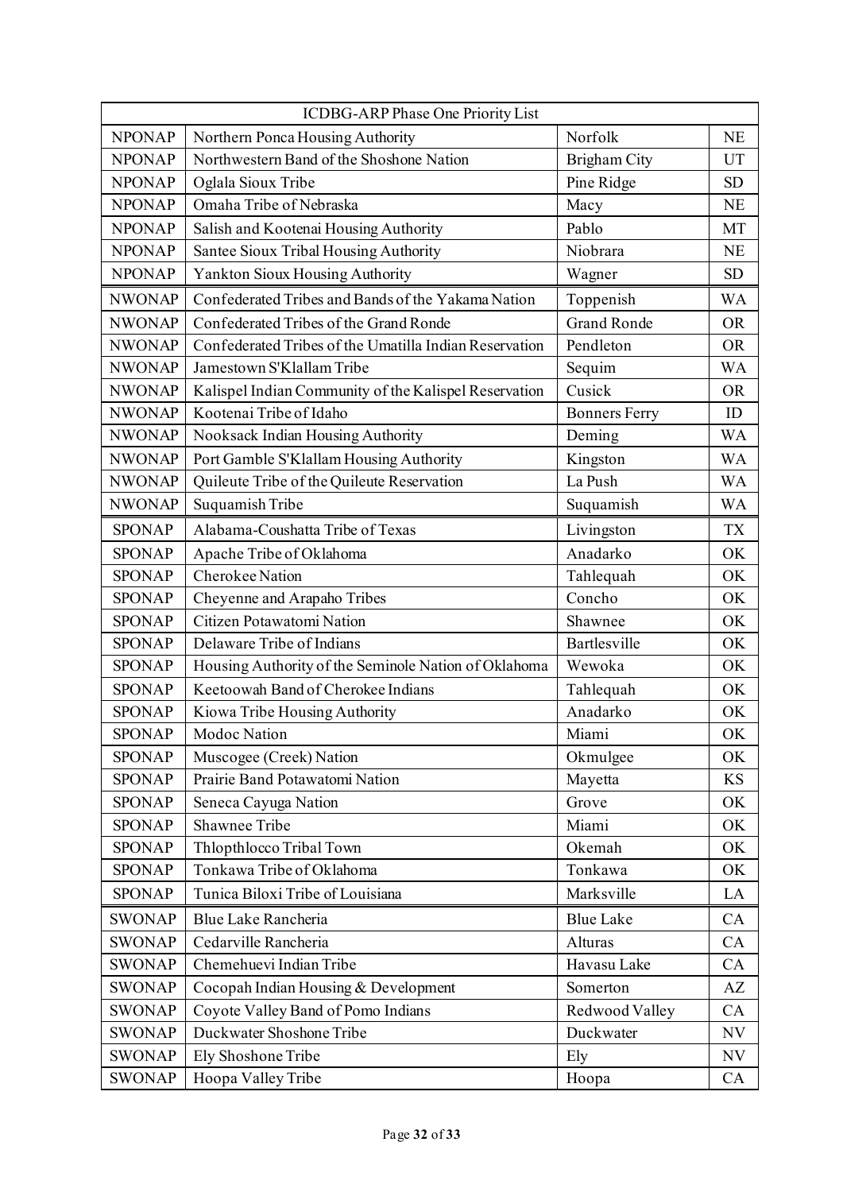| ICDBG-ARP Phase One Priority List | | | |
|---|---|---|---|
| NPONAP | Northern Ponca Housing Authority | Norfolk | NE |
| NPONAP | Northwestern Band of the Shoshone Nation | Brigham City | UT |
| NPONAP | Oglala Sioux Tribe | Pine Ridge | SD |
| NPONAP | Omaha Tribe of Nebraska | Macy | NE |
| NPONAP | Salish and Kootenai Housing Authority | Pablo | MT |
| NPONAP | Santee Sioux Tribal Housing Authority | Niobrara | NE |
| NPONAP | Yankton Sioux Housing Authority | Wagner | SD |
| NWONAP | Confederated Tribes and Bands of the Yakama Nation | Toppenish | WA |
| NWONAP | Confederated Tribes of the Grand Ronde | Grand Ronde | OR |
| NWONAP | Confederated Tribes of the Umatilla Indian Reservation | Pendleton | OR |
| NWONAP | Jamestown S'Klallam Tribe | Sequim | WA |
| NWONAP | Kalispel Indian Community of the Kalispel Reservation | Cusick | OR |
| NWONAP | Kootenai Tribe of Idaho | Bonners Ferry | ID |
| NWONAP | Nooksack Indian Housing Authority | Deming | WA |
| NWONAP | Port Gamble S'Klallam Housing Authority | Kingston | WA |
| NWONAP | Quileute Tribe of the Quileute Reservation | La Push | WA |
| NWONAP | Suquamish Tribe | Suquamish | WA |
| SPONAP | Alabama-Coushatta Tribe of Texas | Livingston | TX |
| SPONAP | Apache Tribe of Oklahoma | Anadarko | OK |
| SPONAP | Cherokee Nation | Tahlequah | OK |
| SPONAP | Cheyenne and Arapaho Tribes | Concho | OK |
| SPONAP | Citizen Potawatomi Nation | Shawnee | OK |
| SPONAP | Delaware Tribe of Indians | Bartlesville | OK |
| SPONAP | Housing Authority of the Seminole Nation of Oklahoma | Wewoka | OK |
| SPONAP | Keetoowah Band of Cherokee Indians | Tahlequah | OK |
| SPONAP | Kiowa Tribe Housing Authority | Anadarko | OK |
| SPONAP | Modoc Nation | Miami | OK |
| SPONAP | Muscogee (Creek) Nation | Okmulgee | OK |
| SPONAP | Prairie Band Potawatomi Nation | Mayetta | KS |
| SPONAP | Seneca Cayuga Nation | Grove | OK |
| SPONAP | Shawnee Tribe | Miami | OK |
| SPONAP | Thlopthlocco Tribal Town | Okemah | OK |
| SPONAP | Tonkawa Tribe of Oklahoma | Tonkawa | OK |
| SPONAP | Tunica Biloxi Tribe of Louisiana | Marksville | LA |
| SWONAP | Blue Lake Rancheria | Blue Lake | CA |
| SWONAP | Cedarville Rancheria | Alturas | CA |
| SWONAP | Chemehuevi Indian Tribe | Havasu Lake | CA |
| SWONAP | Cocopah Indian Housing & Development | Somerton | AZ |
| SWONAP | Coyote Valley Band of Pomo Indians | Redwood Valley | CA |
| SWONAP | Duckwater Shoshone Tribe | Duckwater | NV |
| SWONAP | Ely Shoshone Tribe | Ely | NV |
| SWONAP | Hoopa Valley Tribe | Hoopa | CA |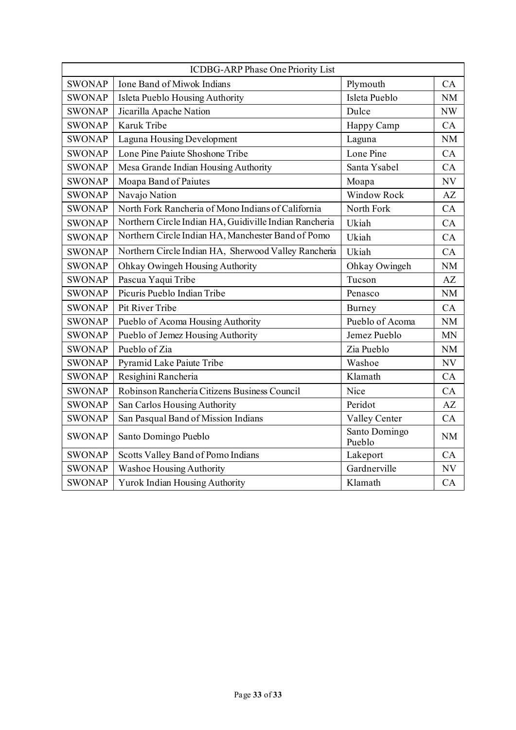| ICDBG-ARP Phase One Priority List | | | |
|---|---|---|---|
| SWONAP | Ione Band of Miwok Indians | Plymouth | CA |
| SWONAP | Isleta Pueblo Housing Authority | Isleta Pueblo | NM |
| SWONAP | Jicarilla Apache Nation | Dulce | NW |
| SWONAP | Karuk Tribe | Happy Camp | CA |
| SWONAP | Laguna Housing Development | Laguna | NM |
| SWONAP | Lone Pine Paiute Shoshone Tribe | Lone Pine | CA |
| SWONAP | Mesa Grande Indian Housing Authority | Santa Ysabel | CA |
| SWONAP | Moapa Band of Paiutes | Moapa | NV |
| SWONAP | Navajo Nation | Window Rock | AZ |
| SWONAP | North Fork Rancheria of Mono Indians of California | North Fork | CA |
| SWONAP | Northern Circle Indian HA, Guidiville Indian Rancheria | Ukiah | CA |
| SWONAP | Northern Circle Indian HA, Manchester Band of Pomo | Ukiah | CA |
| SWONAP | Northern Circle Indian HA, Sherwood Valley Rancheria | Ukiah | CA |
| SWONAP | Ohkay Owingeh Housing Authority | Ohkay Owingeh | NM |
| SWONAP | Pascua Yaqui Tribe | Tucson | AZ |
| SWONAP | Picuris Pueblo Indian Tribe | Penasco | NM |
| SWONAP | Pit River Tribe | Burney | CA |
| SWONAP | Pueblo of Acoma Housing Authority | Pueblo of Acoma | NM |
| SWONAP | Pueblo of Jemez Housing Authority | Jemez Pueblo | MN |
| SWONAP | Pueblo of Zia | Zia Pueblo | NM |
| SWONAP | Pyramid Lake Paiute Tribe | Washoe | NV |
| SWONAP | Resighini Rancheria | Klamath | CA |
| SWONAP | Robinson Rancheria Citizens Business Council | Nice | CA |
| SWONAP | San Carlos Housing Authority | Peridot | AZ |
| SWONAP | San Pasqual Band of Mission Indians | Valley Center | CA |
| SWONAP | Santo Domingo Pueblo | Santo Domingo Pueblo | NM |
| SWONAP | Scotts Valley Band of Pomo Indians | Lakeport | CA |
| SWONAP | Washoe Housing Authority | Gardnerville | NV |
| SWONAP | Yurok Indian Housing Authority | Klamath | CA |